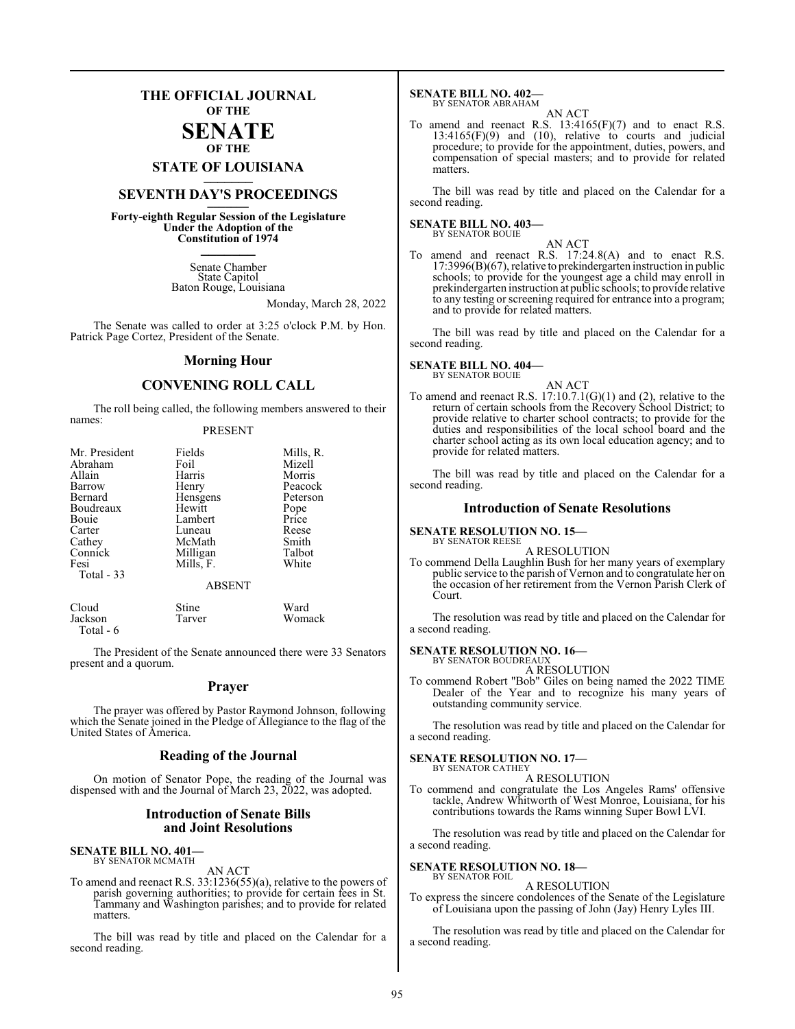# THE OFFICIAL JOURNAL OF THE SENATE OF THE STATE OF LOUISIANA

## SEVENTH DAY'S PROCEEDINGS

**Forty-eighth Regular Session of the Legislature Under the Adoption of the Constitution of 1974**

Senate Chamber
State Capitol
Baton Rouge, Louisiana

Monday, March 28, 2022

The Senate was called to order at 3:25 o'clock P.M. by Hon. Patrick Page Cortez, President of the Senate.

## Morning Hour

## CONVENING ROLL CALL

The roll being called, the following members answered to their names:

PRESENT

| | | |
|---|---|---|
| Mr. President | Fields | Mills, R. |
| Abraham | Foil | Mizell |
| Allain | Harris | Morris |
| Barrow | Henry | Peacock |
| Bernard | Hensgens | Peterson |
| Boudreaux | Hewitt | Pope |
| Bouie | Lambert | Price |
| Carter | Luneau | Reese |
| Cathey | McMath | Smith |
| Connick | Milligan | Talbot |
| Fesi | Mills, F. | White |
| Total - 33 | | |

ABSENT

| | | |
|---|---|---|
| Cloud | Stine | Ward |
| Jackson | Tarver | Womack |
| Total - 6 | | |

The President of the Senate announced there were 33 Senators present and a quorum.

## Prayer

The prayer was offered by Pastor Raymond Johnson, following which the Senate joined in the Pledge of Allegiance to the flag of the United States of America.

## Reading of the Journal

On motion of Senator Pope, the reading of the Journal was dispensed with and the Journal of March 23, 2022, was adopted.

## Introduction of Senate Bills and Joint Resolutions

**SENATE BILL NO. 401—**
BY SENATOR MCMATH

AN ACT

To amend and reenact R.S. 33:1236(55)(a), relative to the powers of parish governing authorities; to provide for certain fees in St. Tammany and Washington parishes; and to provide for related matters.

The bill was read by title and placed on the Calendar for a second reading.

**SENATE BILL NO. 402—**
BY SENATOR ABRAHAM

AN ACT

To amend and reenact R.S. 13:4165(F)(7) and to enact R.S. 13:4165(F)(9) and (10), relative to courts and judicial procedure; to provide for the appointment, duties, powers, and compensation of special masters; and to provide for related matters.

The bill was read by title and placed on the Calendar for a second reading.

**SENATE BILL NO. 403—**
BY SENATOR BOUIE

AN ACT

To amend and reenact R.S. 17:24.8(A) and to enact R.S. 17:3996(B)(67), relative to prekindergarten instruction in public schools; to provide for the youngest age a child may enroll in prekindergarten instruction at public schools; to provide relative to any testing or screening required for entrance into a program; and to provide for related matters.

The bill was read by title and placed on the Calendar for a second reading.

**SENATE BILL NO. 404—**
BY SENATOR BOUIE

AN ACT

To amend and reenact R.S. 17:10.7.1(G)(1) and (2), relative to the return of certain schools from the Recovery School District; to provide relative to charter school contracts; to provide for the duties and responsibilities of the local school board and the charter school acting as its own local education agency; and to provide for related matters.

The bill was read by title and placed on the Calendar for a second reading.

## Introduction of Senate Resolutions

**SENATE RESOLUTION NO. 15—**
BY SENATOR REESE

A RESOLUTION

To commend Della Laughlin Bush for her many years of exemplary public service to the parish of Vernon and to congratulate her on the occasion of her retirement from the Vernon Parish Clerk of Court.

The resolution was read by title and placed on the Calendar for a second reading.

**SENATE RESOLUTION NO. 16—**
BY SENATOR BOUDREAUX

A RESOLUTION

To commend Robert "Bob" Giles on being named the 2022 TIME Dealer of the Year and to recognize his many years of outstanding community service.

The resolution was read by title and placed on the Calendar for a second reading.

**SENATE RESOLUTION NO. 17—**
BY SENATOR CATHEY

A RESOLUTION

To commend and congratulate the Los Angeles Rams' offensive tackle, Andrew Whitworth of West Monroe, Louisiana, for his contributions towards the Rams winning Super Bowl LVI.

The resolution was read by title and placed on the Calendar for a second reading.

**SENATE RESOLUTION NO. 18—**
BY SENATOR FOIL

A RESOLUTION

To express the sincere condolences of the Senate of the Legislature of Louisiana upon the passing of John (Jay) Henry Lyles III.

The resolution was read by title and placed on the Calendar for a second reading.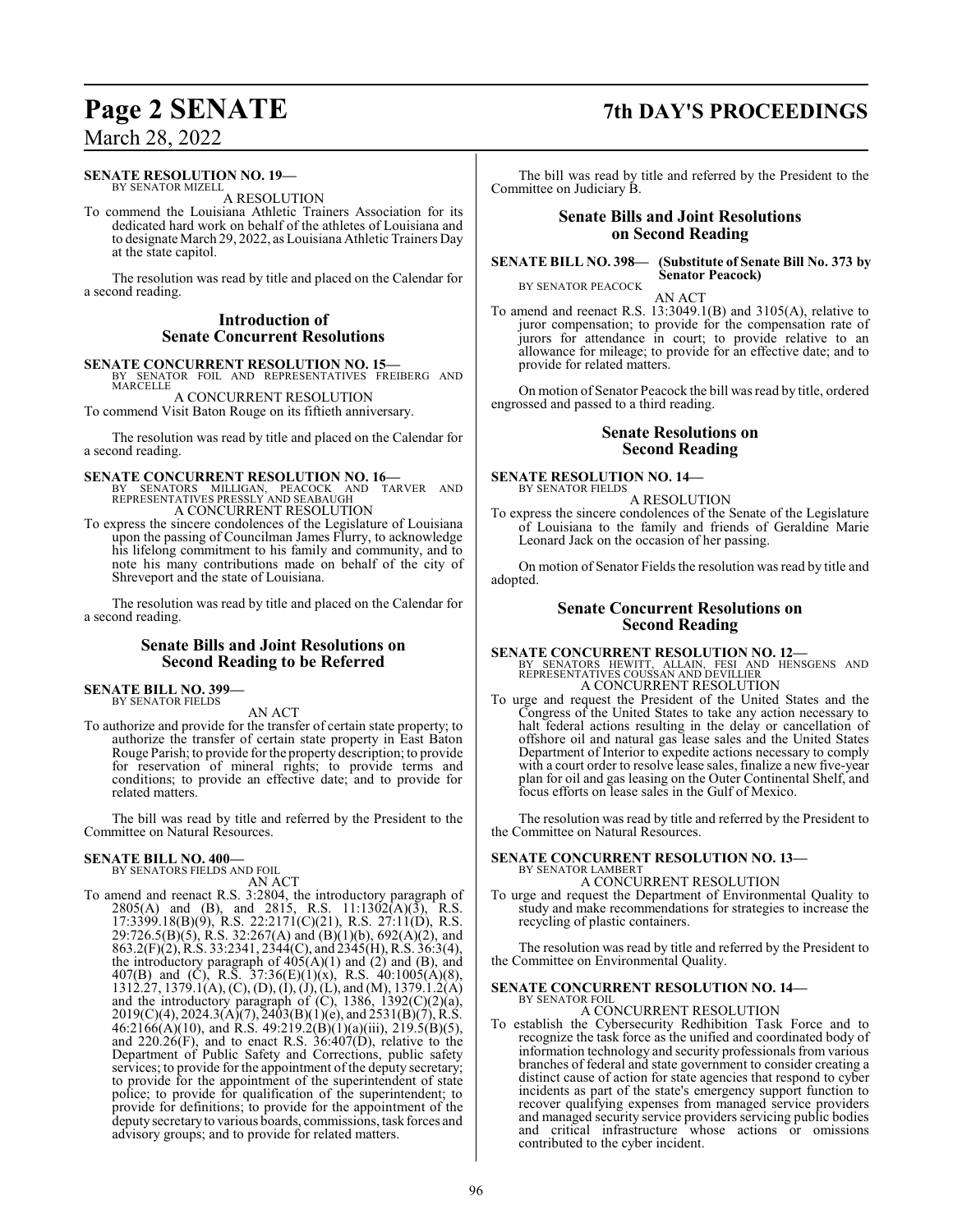**SENATE RESOLUTION NO. 19—**
BY SENATOR MIZELL

A RESOLUTION

To commend the Louisiana Athletic Trainers Association for its dedicated hard work on behalf of the athletes of Louisiana and to designate March 29, 2022, as Louisiana Athletic Trainers Day at the state capitol.

The resolution was read by title and placed on the Calendar for a second reading.

## Introduction of Senate Concurrent Resolutions

**SENATE CONCURRENT RESOLUTION NO. 15—**
BY SENATOR FOIL AND REPRESENTATIVES FREIBERG AND MARCELLE

A CONCURRENT RESOLUTION

To commend Visit Baton Rouge on its fiftieth anniversary.

The resolution was read by title and placed on the Calendar for a second reading.

**SENATE CONCURRENT RESOLUTION NO. 16—**
BY SENATORS MILLIGAN, PEACOCK AND TARVER AND REPRESENTATIVES PRESSLY AND SEABAUGH

A CONCURRENT RESOLUTION

To express the sincere condolences of the Legislature of Louisiana upon the passing of Councilman James Flurry, to acknowledge his lifelong commitment to his family and community, and to note his many contributions made on behalf of the city of Shreveport and the state of Louisiana.

The resolution was read by title and placed on the Calendar for a second reading.

## Senate Bills and Joint Resolutions on Second Reading to be Referred

**SENATE BILL NO. 399—**
BY SENATOR FIELDS

AN ACT

To authorize and provide for the transfer of certain state property; to authorize the transfer of certain state property in East Baton Rouge Parish; to provide for the property description; to provide for reservation of mineral rights; to provide terms and conditions; to provide an effective date; and to provide for related matters.

The bill was read by title and referred by the President to the Committee on Natural Resources.

**SENATE BILL NO. 400—**
BY SENATORS FIELDS AND FOIL

AN ACT

To amend and reenact R.S. 3:2804, the introductory paragraph of 2805(A) and (B), and 2815, R.S. 11:1302(A)(3), R.S. 17:3399.18(B)(9), R.S. 22:2171(C)(21), R.S. 27:11(D), R.S. 29:726.5(B)(5), R.S. 32:267(A) and (B)(1)(b), 692(A)(2), and 863.2(F)(2), R.S. 33:2341, 2344(C), and 2345(H), R.S. 36:3(4), the introductory paragraph of 405(A)(1) and (2) and (B), and 407(B) and (C), R.S. 37:36(E)(1)(x), R.S. 40:1005(A)(8), 1312.27, 1379.1(A), (C), (D), (I), (J), (L), and (M), 1379.1.2(A) and the introductory paragraph of (C), 1386, 1392(C)(2)(a), 2019(C)(4), 2024.3(A)(7), 2403(B)(1)(e), and 2531(B)(7), R.S. 46:2166(A)(10), and R.S. 49:219.2(B)(1)(a)(iii), 219.5(B)(5), and 220.26(F), and to enact R.S. 36:407(D), relative to the Department of Public Safety and Corrections, public safety services; to provide for the appointment of the deputy secretary; to provide for the appointment of the superintendent of state police; to provide for qualification of the superintendent; to provide for definitions; to provide for the appointment of the deputy secretary to various boards, commissions, task forces and advisory groups; and to provide for related matters.

The bill was read by title and referred by the President to the Committee on Judiciary B.

## Senate Bills and Joint Resolutions on Second Reading

**SENATE BILL NO. 398— (Substitute of Senate Bill No. 373 by Senator Peacock)**
BY SENATOR PEACOCK

AN ACT

To amend and reenact R.S. 13:3049.1(B) and 3105(A), relative to juror compensation; to provide for the compensation rate of jurors for attendance in court; to provide relative to an allowance for mileage; to provide for an effective date; and to provide for related matters.

On motion of Senator Peacock the bill was read by title, ordered engrossed and passed to a third reading.

## Senate Resolutions on Second Reading

**SENATE RESOLUTION NO. 14—**
BY SENATOR FIELDS

A RESOLUTION

To express the sincere condolences of the Senate of the Legislature of Louisiana to the family and friends of Geraldine Marie Leonard Jack on the occasion of her passing.

On motion of Senator Fields the resolution was read by title and adopted.

## Senate Concurrent Resolutions on Second Reading

**SENATE CONCURRENT RESOLUTION NO. 12—**
BY SENATORS HEWITT, ALLAIN, FESI AND HENSGENS AND REPRESENTATIVES COUSSAN AND DEVILLIER

A CONCURRENT RESOLUTION

To urge and request the President of the United States and the Congress of the United States to take any action necessary to halt federal actions resulting in the delay or cancellation of offshore oil and natural gas lease sales and the United States Department of Interior to expedite actions necessary to comply with a court order to resolve lease sales, finalize a new five-year plan for oil and gas leasing on the Outer Continental Shelf, and focus efforts on lease sales in the Gulf of Mexico.

The resolution was read by title and referred by the President to the Committee on Natural Resources.

**SENATE CONCURRENT RESOLUTION NO. 13—**
BY SENATOR LAMBERT

A CONCURRENT RESOLUTION

To urge and request the Department of Environmental Quality to study and make recommendations for strategies to increase the recycling of plastic containers.

The resolution was read by title and referred by the President to the Committee on Environmental Quality.

**SENATE CONCURRENT RESOLUTION NO. 14—**
BY SENATOR FOIL

A CONCURRENT RESOLUTION

To establish the Cybersecurity Redhibition Task Force and to recognize the task force as the unified and coordinated body of information technology and security professionals from various branches of federal and state government to consider creating a distinct cause of action for state agencies that respond to cyber incidents as part of the state's emergency support function to recover qualifying expenses from managed service providers and managed security service providers servicing public bodies and critical infrastructure whose actions or omissions contributed to the cyber incident.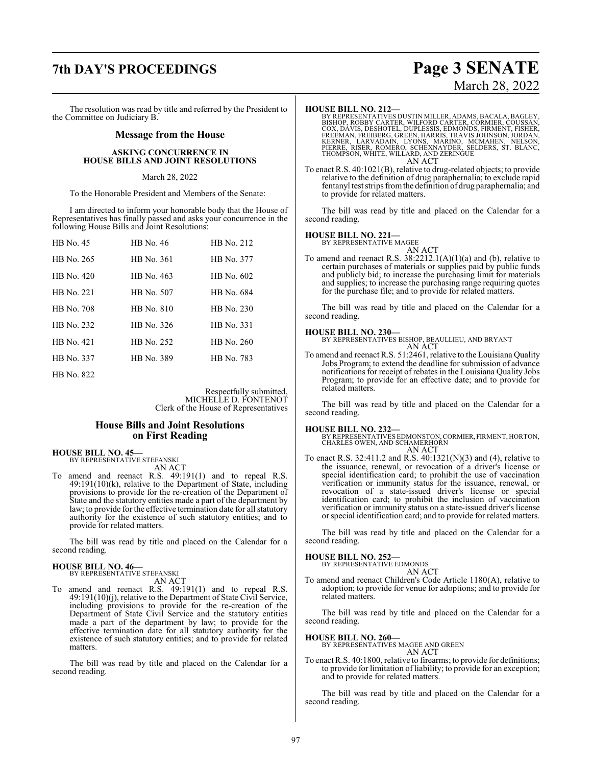The resolution was read by title and referred by the President to the Committee on Judiciary B.

## Message from the House

### ASKING CONCURRENCE IN HOUSE BILLS AND JOINT RESOLUTIONS

March 28, 2022

To the Honorable President and Members of the Senate:

I am directed to inform your honorable body that the House of Representatives has finally passed and asks your concurrence in the following House Bills and Joint Resolutions:

| | | |
|---|---|---|
| HB No. 45 | HB No. 46 | HB No. 212 |
| HB No. 265 | HB No. 361 | HB No. 377 |
| HB No. 420 | HB No. 463 | HB No. 602 |
| HB No. 221 | HB No. 507 | HB No. 684 |
| HB No. 708 | HB No. 810 | HB No. 230 |
| HB No. 232 | HB No. 326 | HB No. 331 |
| HB No. 421 | HB No. 252 | HB No. 260 |
| HB No. 337 | HB No. 389 | HB No. 783 |
| HB No. 822 | | |

Respectfully submitted,
MICHELLE D. FONTENOT
Clerk of the House of Representatives

## House Bills and Joint Resolutions on First Reading

**HOUSE BILL NO. 45—**
BY REPRESENTATIVE STEFANSKI

AN ACT

To amend and reenact R.S. 49:191(1) and to repeal R.S. 49:191(10)(k), relative to the Department of State, including provisions to provide for the re-creation of the Department of State and the statutory entities made a part of the department by law; to provide for the effective termination date for all statutory authority for the existence of such statutory entities; and to provide for related matters.

The bill was read by title and placed on the Calendar for a second reading.

**HOUSE BILL NO. 46—**
BY REPRESENTATIVE STEFANSKI

AN ACT

To amend and reenact R.S. 49:191(1) and to repeal R.S. 49:191(10)(j), relative to the Department of State Civil Service, including provisions to provide for the re-creation of the Department of State Civil Service and the statutory entities made a part of the department by law; to provide for the effective termination date for all statutory authority for the existence of such statutory entities; and to provide for related matters.

The bill was read by title and placed on the Calendar for a second reading.

**HOUSE BILL NO. 212—**
BY REPRESENTATIVES DUSTIN MILLER, ADAMS, BACALA, BAGLEY, BISHOP, ROBBY CARTER, WILFORD CARTER, CORMIER, COUSSAN, COX, DAVIS, DESHOTEL, DUPLESSIS, EDMONDS, FIRMENT, FISHER, FREEMAN, FREIBERG, GREEN, HARRIS, TRAVIS JOHNSON, JORDAN, KERNER, LARVADAIN, LYONS, MARINO, MCMAHEN, NELSON, PIERRE, RISER, ROMERO, SCHEXNAYDER, SELDERS, ST. BLANC, THOMPSON, WHITE, WILLARD, AND ZERINGUE

AN ACT

To enact R.S. 40:1021(B), relative to drug-related objects; to provide relative to the definition of drug paraphernalia; to exclude rapid fentanyl test strips from the definition of drug paraphernalia; and to provide for related matters.

The bill was read by title and placed on the Calendar for a second reading.

**HOUSE BILL NO. 221—**
BY REPRESENTATIVE MAGEE

AN ACT

To amend and reenact R.S. 38:2212.1(A)(1)(a) and (b), relative to certain purchases of materials or supplies paid by public funds and publicly bid; to increase the purchasing limit for materials and supplies; to increase the purchasing range requiring quotes for the purchase file; and to provide for related matters.

The bill was read by title and placed on the Calendar for a second reading.

**HOUSE BILL NO. 230—**
BY REPRESENTATIVES BISHOP, BEAULLIEU, AND BRYANT

AN ACT

To amend and reenact R.S. 51:2461, relative to the Louisiana Quality Jobs Program; to extend the deadline for submission of advance notifications for receipt of rebates in the Louisiana Quality Jobs Program; to provide for an effective date; and to provide for related matters.

The bill was read by title and placed on the Calendar for a second reading.

**HOUSE BILL NO. 232—**
BY REPRESENTATIVES EDMONSTON, CORMIER, FIRMENT, HORTON, CHARLES OWEN, AND SCHAMERHORN

AN ACT

To enact R.S. 32:411.2 and R.S. 40:1321(N)(3) and (4), relative to the issuance, renewal, or revocation of a driver's license or special identification card; to prohibit the use of vaccination verification or immunity status for the issuance, renewal, or revocation of a state-issued driver's license or special identification card; to prohibit the inclusion of vaccination verification or immunity status on a state-issued driver's license or special identification card; and to provide for related matters.

The bill was read by title and placed on the Calendar for a second reading.

**HOUSE BILL NO. 252—**
BY REPRESENTATIVE EDMONDS

AN ACT

To amend and reenact Children's Code Article 1180(A), relative to adoption; to provide for venue for adoptions; and to provide for related matters.

The bill was read by title and placed on the Calendar for a second reading.

**HOUSE BILL NO. 260—**
BY REPRESENTATIVES MAGEE AND GREEN

AN ACT

To enact R.S. 40:1800, relative to firearms; to provide for definitions; to provide for limitation of liability; to provide for an exception; and to provide for related matters.

The bill was read by title and placed on the Calendar for a second reading.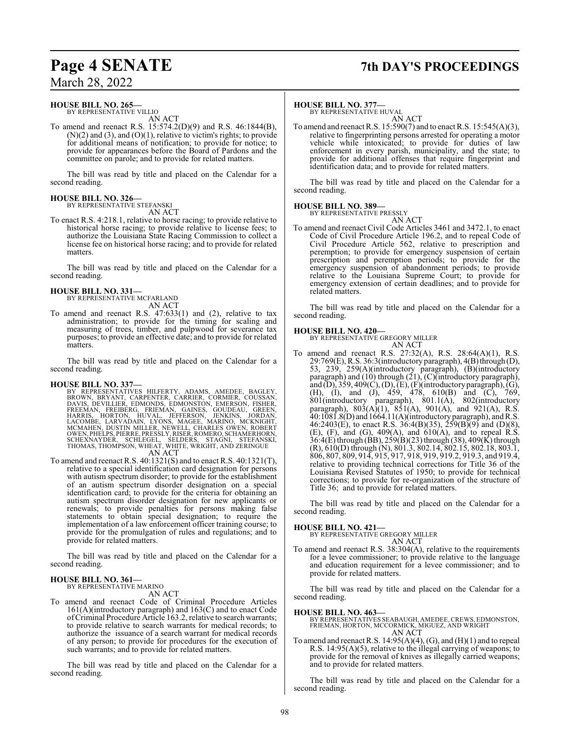**HOUSE BILL NO. 265—**
BY REPRESENTATIVE VILLIO

AN ACT

To amend and reenact R.S. 15:574.2(D)(9) and R.S. 46:1844(B), (N)(2) and (3), and (O)(1), relative to victim's rights; to provide for additional means of notification; to provide for notice; to provide for appearances before the Board of Pardons and the committee on parole; and to provide for related matters.

The bill was read by title and placed on the Calendar for a second reading.

**HOUSE BILL NO. 326—**
BY REPRESENTATIVE STEFANSKI

AN ACT

To enact R.S. 4:218.1, relative to horse racing; to provide relative to historical horse racing; to provide relative to license fees; to authorize the Louisiana State Racing Commission to collect a license fee on historical horse racing; and to provide for related matters.

The bill was read by title and placed on the Calendar for a second reading.

**HOUSE BILL NO. 331—**
BY REPRESENTATIVE MCFARLAND

AN ACT

To amend and reenact R.S. 47:633(1) and (2), relative to tax administration; to provide for the timing for scaling and measuring of trees, timber, and pulpwood for severance tax purposes; to provide an effective date; and to provide for related matters.

The bill was read by title and placed on the Calendar for a second reading.

**HOUSE BILL NO. 337—**
BY REPRESENTATIVES HILFERTY, ADAMS, AMEDEE, BAGLEY, BROWN, BRYANT, CARPENTER, CARRIER, CORMIER, COUSSAN, DAVIS, DEVILLIER, EDMONDS, EDMONSTON, EMERSON, FISHER, FREEMAN, FREIBERG, FRIEMAN, GAINES, GOUDEAU, GREEN, HARRIS, HORTON, HUVAL, JEFFERSON, JENKINS, JORDAN, LACOMBE, LARVADAIN, LYONS, MAGEE, MARINO, MCKNIGHT, MCMAHEN, DUSTIN MILLER, NEWELL, CHARLES OWEN, ROBERT OWEN, PHELPS, PIERRE, PRESSLY, RISER, ROMERO, SCHAMERHORN, SCHEXNAYDER, SCHLEGEL, SELDERS, STAGNI, STEFANSKI, THOMAS, THOMPSON, WHEAT, WHITE, WRIGHT, AND ZERINGUE

AN ACT

To amend and reenact R.S. 40:1321(S) and to enact R.S. 40:1321(T), relative to a special identification card designation for persons with autism spectrum disorder; to provide for the establishment of an autism spectrum disorder designation on a special identification card; to provide for the criteria for obtaining an autism spectrum disorder designation for new applicants or renewals; to provide penalties for persons making false statements to obtain special designation; to require the implementation of a law enforcement officer training course; to provide for the promulgation of rules and regulations; and to provide for related matters.

The bill was read by title and placed on the Calendar for a second reading.

**HOUSE BILL NO. 361—**
BY REPRESENTATIVE MARINO

AN ACT

To amend and reenact Code of Criminal Procedure Articles 161(A)(introductory paragraph) and 163(C) and to enact Code of Criminal Procedure Article 163.2, relative to search warrants; to provide relative to search warrants for medical records; to authorize the issuance of a search warrant for medical records of any person; to provide for procedures for the execution of such warrants; and to provide for related matters.

The bill was read by title and placed on the Calendar for a second reading.

**HOUSE BILL NO. 377—**
BY REPRESENTATIVE HUVAL

AN ACT

To amend and reenact R.S. 15:590(7) and to enact R.S. 15:545(A)(3), relative to fingerprinting persons arrested for operating a motor vehicle while intoxicated; to provide for duties of law enforcement in every parish, municipality, and the state; to provide for additional offenses that require fingerprint and identification data; and to provide for related matters.

The bill was read by title and placed on the Calendar for a second reading.

**HOUSE BILL NO. 389—**
BY REPRESENTATIVE PRESSLY

AN ACT

To amend and reenact Civil Code Articles 3461 and 3472.1, to enact Code of Civil Procedure Article 196.2, and to repeal Code of Civil Procedure Article 562, relative to prescription and peremption; to provide for emergency suspension of certain prescription and peremption periods; to provide for the emergency suspension of abandonment periods; to provide relative to the Louisiana Supreme Court; to provide for emergency extension of certain deadlines; and to provide for related matters.

The bill was read by title and placed on the Calendar for a second reading.

**HOUSE BILL NO. 420—**
BY REPRESENTATIVE GREGORY MILLER

AN ACT

To amend and reenact R.S. 27:32(A), R.S. 28:64(A)(1), R.S. 29:769(E), R.S. 36:3(introductory paragraph), 4(B) through (D), 53, 239, 259(A)(introductory paragraph), (B)(introductory paragraph) and (10) through (21), (C)(introductory paragraph), and (D), 359, 409(C), (D), (E), (F)(introductory paragraph), (G), (H), (I), and (J), 459, 478, 610(B) and (C), 769, 801(introductory paragraph), 801.1(A), 802(introductory paragraph), 803(A)(1), 851(A), 901(A), and 921(A), R.S. 40:1081.8(D) and 1664.11(A)(introductory paragraph), and R.S. 46:2403(E), to enact R.S. 36:4(B)(35), 259(B)(9) and (D)(8), (E), (F), and (G), 409(A), and 610(A), and to repeal R.S. 36:4(E) through (BB), 259(B)(23) through (38), 409(K) through (R), 610(D) through (N), 801.3, 802.14, 802.15, 802.18, 803.1, 806, 807, 809, 914, 915, 917, 918, 919, 919.2, 919.3, and 919.4, relative to providing technical corrections for Title 36 of the Louisiana Revised Statutes of 1950; to provide for technical corrections; to provide for re-organization of the structure of Title 36; and to provide for related matters.

The bill was read by title and placed on the Calendar for a second reading.

**HOUSE BILL NO. 421—**
BY REPRESENTATIVE GREGORY MILLER

AN ACT

To amend and reenact R.S. 38:304(A), relative to the requirements for a levee commissioner; to provide relative to the language and education requirement for a levee commissioner; and to provide for related matters.

The bill was read by title and placed on the Calendar for a second reading.

**HOUSE BILL NO. 463—**
BY REPRESENTATIVES SEABAUGH, AMEDEE, CREWS, EDMONSTON, FRIEMAN, HORTON, MCCORMICK, MIGUEZ, AND WRIGHT

AN ACT

To amend and reenact R.S. 14:95(A)(4), (G), and (H)(1) and to repeal R.S. 14:95(A)(5), relative to the illegal carrying of weapons; to provide for the removal of knives as illegally carried weapons; and to provide for related matters.

The bill was read by title and placed on the Calendar for a second reading.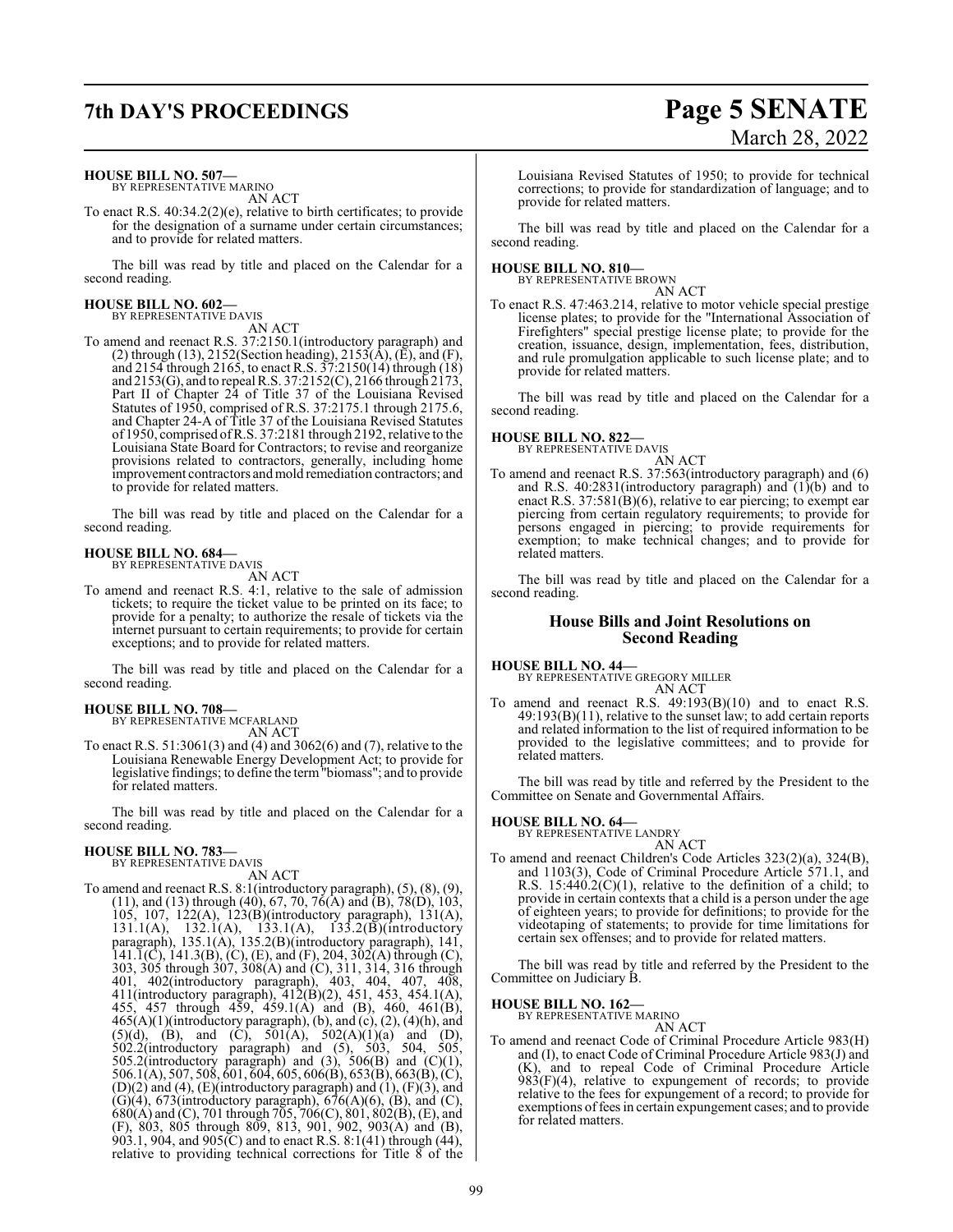**HOUSE BILL NO. 507—**
BY REPRESENTATIVE MARINO

AN ACT

To enact R.S. 40:34.2(2)(e), relative to birth certificates; to provide for the designation of a surname under certain circumstances; and to provide for related matters.

The bill was read by title and placed on the Calendar for a second reading.

**HOUSE BILL NO. 602—**
BY REPRESENTATIVE DAVIS

AN ACT

To amend and reenact R.S. 37:2150.1(introductory paragraph) and (2) through (13), 2152(Section heading), 2153(A), (E), and (F), and 2154 through 2165, to enact R.S. 37:2150(14) through (18) and 2153(G), and to repeal R.S. 37:2152(C), 2166 through 2173, Part II of Chapter 24 of Title 37 of the Louisiana Revised Statutes of 1950, comprised of R.S. 37:2175.1 through 2175.6, and Chapter 24-A of Title 37 of the Louisiana Revised Statutes of 1950, comprised of R.S. 37:2181 through 2192, relative to the Louisiana State Board for Contractors; to revise and reorganize provisions related to contractors, generally, including home improvement contractors and mold remediation contractors; and to provide for related matters.

The bill was read by title and placed on the Calendar for a second reading.

**HOUSE BILL NO. 684—**
BY REPRESENTATIVE DAVIS

AN ACT

To amend and reenact R.S. 4:1, relative to the sale of admission tickets; to require the ticket value to be printed on its face; to provide for a penalty; to authorize the resale of tickets via the internet pursuant to certain requirements; to provide for certain exceptions; and to provide for related matters.

The bill was read by title and placed on the Calendar for a second reading.

**HOUSE BILL NO. 708—**
BY REPRESENTATIVE MCFARLAND

AN ACT

To enact R.S. 51:3061(3) and (4) and 3062(6) and (7), relative to the Louisiana Renewable Energy Development Act; to provide for legislative findings; to define the term "biomass"; and to provide for related matters.

The bill was read by title and placed on the Calendar for a second reading.

**HOUSE BILL NO. 783—**
BY REPRESENTATIVE DAVIS

AN ACT

To amend and reenact R.S. 8:1(introductory paragraph), (5), (8), (9), (11), and (13) through (40), 67, 70, 76(A) and (B), 78(D), 103, 105, 107, 122(A), 123(B)(introductory paragraph), 131(A), 131.1(A), 132.1(A), 133.1(A), 133.2(B)(introductory paragraph), 135.1(A), 135.2(B)(introductory paragraph), 141, 141.1(C), 141.3(B), (C), (E), and (F), 204, 302(A) through (C), 303, 305 through 307, 308(A) and (C), 311, 314, 316 through 401, 402(introductory paragraph), 403, 404, 407, 408, 411(introductory paragraph), 412(B)(2), 451, 453, 454.1(A), 455, 457 through 459, 459.1(A) and (B), 460, 461(B), 465(A)(1)(introductory paragraph), (b), and (c), (2), (4)(h), and (5)(d), (B), and (C), 501(A), 502(A)(1)(a) and (D), 502.2(introductory paragraph) and (5), 503, 504, 505, 505.2(introductory paragraph) and (3), 506(B) and (C)(1), 506.1(A), 507, 508, 601, 604, 605, 606(B), 653(B), 663(B), (C), (D)(2) and (4), (E)(introductory paragraph) and (1), (F)(3), and (G)(4), 673(introductory paragraph), 676(A)(6), (B), and (C), 680(A) and (C), 701 through 705, 706(C), 801, 802(B), (E), and (F), 803, 805 through 809, 813, 901, 902, 903(A) and (B), 903.1, 904, and 905(C) and to enact R.S. 8:1(41) through (44), relative to providing technical corrections for Title 8 of the Louisiana Revised Statutes of 1950; to provide for technical corrections; to provide for standardization of language; and to provide for related matters.

The bill was read by title and placed on the Calendar for a second reading.

**HOUSE BILL NO. 810—**
BY REPRESENTATIVE BROWN

AN ACT

To enact R.S. 47:463.214, relative to motor vehicle special prestige license plates; to provide for the "International Association of Firefighters" special prestige license plate; to provide for the creation, issuance, design, implementation, fees, distribution, and rule promulgation applicable to such license plate; and to provide for related matters.

The bill was read by title and placed on the Calendar for a second reading.

**HOUSE BILL NO. 822—**
BY REPRESENTATIVE DAVIS

AN ACT

To amend and reenact R.S. 37:563(introductory paragraph) and (6) and R.S. 40:2831(introductory paragraph) and (1)(b) and to enact R.S. 37:581(B)(6), relative to ear piercing; to exempt ear piercing from certain regulatory requirements; to provide for persons engaged in piercing; to provide requirements for exemption; to make technical changes; and to provide for related matters.

The bill was read by title and placed on the Calendar for a second reading.

## House Bills and Joint Resolutions on Second Reading

**HOUSE BILL NO. 44—**
BY REPRESENTATIVE GREGORY MILLER

AN ACT

To amend and reenact R.S. 49:193(B)(10) and to enact R.S. 49:193(B)(11), relative to the sunset law; to add certain reports and related information to the list of required information to be provided to the legislative committees; and to provide for related matters.

The bill was read by title and referred by the President to the Committee on Senate and Governmental Affairs.

**HOUSE BILL NO. 64—**
BY REPRESENTATIVE LANDRY

AN ACT

To amend and reenact Children's Code Articles 323(2)(a), 324(B), and 1103(3), Code of Criminal Procedure Article 571.1, and R.S. 15:440.2(C)(1), relative to the definition of a child; to provide in certain contexts that a child is a person under the age of eighteen years; to provide for definitions; to provide for the videotaping of statements; to provide for time limitations for certain sex offenses; and to provide for related matters.

The bill was read by title and referred by the President to the Committee on Judiciary B.

**HOUSE BILL NO. 162—**
BY REPRESENTATIVE MARINO

AN ACT

To amend and reenact Code of Criminal Procedure Article 983(H) and (I), to enact Code of Criminal Procedure Article 983(J) and (K), and to repeal Code of Criminal Procedure Article 983(F)(4), relative to expungement of records; to provide relative to the fees for expungement of a record; to provide for exemptions of fees in certain expungement cases; and to provide for related matters.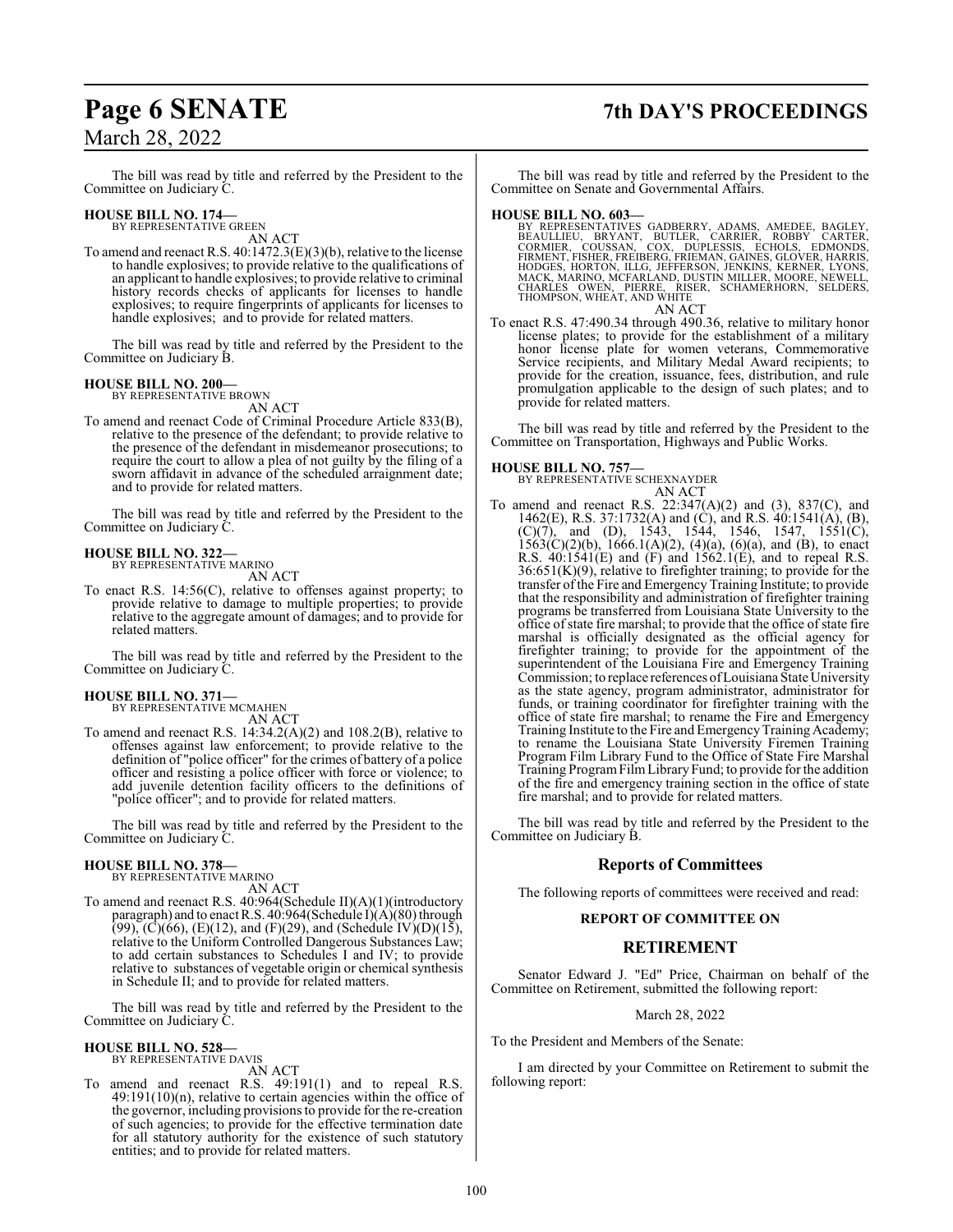The bill was read by title and referred by the President to the Committee on Judiciary C.

**HOUSE BILL NO. 174—**
BY REPRESENTATIVE GREEN

AN ACT

To amend and reenact R.S. 40:1472.3(E)(3)(b), relative to the license to handle explosives; to provide relative to the qualifications of an applicant to handle explosives; to provide relative to criminal history records checks of applicants for licenses to handle explosives; to require fingerprints of applicants for licenses to handle explosives; and to provide for related matters.

The bill was read by title and referred by the President to the Committee on Judiciary B.

**HOUSE BILL NO. 200—**
BY REPRESENTATIVE BROWN

AN ACT

To amend and reenact Code of Criminal Procedure Article 833(B), relative to the presence of the defendant; to provide relative to the presence of the defendant in misdemeanor prosecutions; to require the court to allow a plea of not guilty by the filing of a sworn affidavit in advance of the scheduled arraignment date; and to provide for related matters.

The bill was read by title and referred by the President to the Committee on Judiciary C.

**HOUSE BILL NO. 322—**
BY REPRESENTATIVE MARINO

AN ACT

To enact R.S. 14:56(C), relative to offenses against property; to provide relative to damage to multiple properties; to provide relative to the aggregate amount of damages; and to provide for related matters.

The bill was read by title and referred by the President to the Committee on Judiciary C.

**HOUSE BILL NO. 371—**
BY REPRESENTATIVE MCMAHEN

AN ACT

To amend and reenact R.S. 14:34.2(A)(2) and 108.2(B), relative to offenses against law enforcement; to provide relative to the definition of "police officer" for the crimes of battery of a police officer and resisting a police officer with force or violence; to add juvenile detention facility officers to the definitions of "police officer"; and to provide for related matters.

The bill was read by title and referred by the President to the Committee on Judiciary C.

**HOUSE BILL NO. 378—**
BY REPRESENTATIVE MARINO

AN ACT

To amend and reenact R.S. 40:964(Schedule II)(A)(1)(introductory paragraph) and to enact R.S. 40:964(Schedule I)(A)(80) through (99), (C)(66), (E)(12), and (F)(29), and (Schedule IV)(D)(15), relative to the Uniform Controlled Dangerous Substances Law; to add certain substances to Schedules I and IV; to provide relative to substances of vegetable origin or chemical synthesis in Schedule II; and to provide for related matters.

The bill was read by title and referred by the President to the Committee on Judiciary C.

**HOUSE BILL NO. 528—**
BY REPRESENTATIVE DAVIS

AN ACT

To amend and reenact R.S. 49:191(1) and to repeal R.S. 49:191(10)(n), relative to certain agencies within the office of the governor, including provisions to provide for the re-creation of such agencies; to provide for the effective termination date for all statutory authority for the existence of such statutory entities; and to provide for related matters.

The bill was read by title and referred by the President to the Committee on Senate and Governmental Affairs.

**HOUSE BILL NO. 603—**
BY REPRESENTATIVES GADBERRY, ADAMS, AMEDEE, BAGLEY, BEAULLIEU, BRYANT, BUTLER, CARRIER, ROBBY CARTER, CORMIER, COUSSAN, COX, DUPLESSIS, ECHOLS, EDMONDS, FIRMENT, FISHER, FREIBERG, FRIEMAN, GAINES, GLOVER, HARRIS, HODGES, HORTON, ILLG, JEFFERSON, JENKINS, KERNER, LYONS, MACK, MARINO, MCFARLAND, DUSTIN MILLER, MOORE, NEWELL, CHARLES OWEN, PIERRE, RISER, SCHAMERHORN, SELDERS, THOMPSON, WHEAT, AND WHITE

AN ACT

To enact R.S. 47:490.34 through 490.36, relative to military honor license plates; to provide for the establishment of a military honor license plate for women veterans, Commemorative Service recipients, and Military Medal Award recipients; to provide for the creation, issuance, fees, distribution, and rule promulgation applicable to the design of such plates; and to provide for related matters.

The bill was read by title and referred by the President to the Committee on Transportation, Highways and Public Works.

**HOUSE BILL NO. 757—**
BY REPRESENTATIVE SCHEXNAYDER

AN ACT

To amend and reenact R.S. 22:347(A)(2) and (3), 837(C), and 1462(E), R.S. 37:1732(A) and (C), and R.S. 40:1541(A), (B), (C)(7), and (D), 1543, 1544, 1546, 1547, 1551(C), 1563(C)(2)(b), 1666.1(A)(2), (4)(a), (6)(a), and (B), to enact R.S. 40:1541(E) and (F) and 1562.1(E), and to repeal R.S. 36:651(K)(9), relative to firefighter training; to provide for the transfer of the Fire and Emergency Training Institute; to provide that the responsibility and administration of firefighter training programs be transferred from Louisiana State University to the office of state fire marshal; to provide that the office of state fire marshal is officially designated as the official agency for firefighter training; to provide for the appointment of the superintendent of the Louisiana Fire and Emergency Training Commission; to replace references of Louisiana State University as the state agency, program administrator, administrator for funds, or training coordinator for firefighter training with the office of state fire marshal; to rename the Fire and Emergency Training Institute to the Fire and Emergency Training Academy; to rename the Louisiana State University Firemen Training Program Film Library Fund to the Office of State Fire Marshal Training Program Film Library Fund; to provide for the addition of the fire and emergency training section in the office of state fire marshal; and to provide for related matters.

The bill was read by title and referred by the President to the Committee on Judiciary B.

## Reports of Committees

The following reports of committees were received and read:

**REPORT OF COMMITTEE ON**

## RETIREMENT

Senator Edward J. "Ed" Price, Chairman on behalf of the Committee on Retirement, submitted the following report:

March 28, 2022

To the President and Members of the Senate:

I am directed by your Committee on Retirement to submit the following report: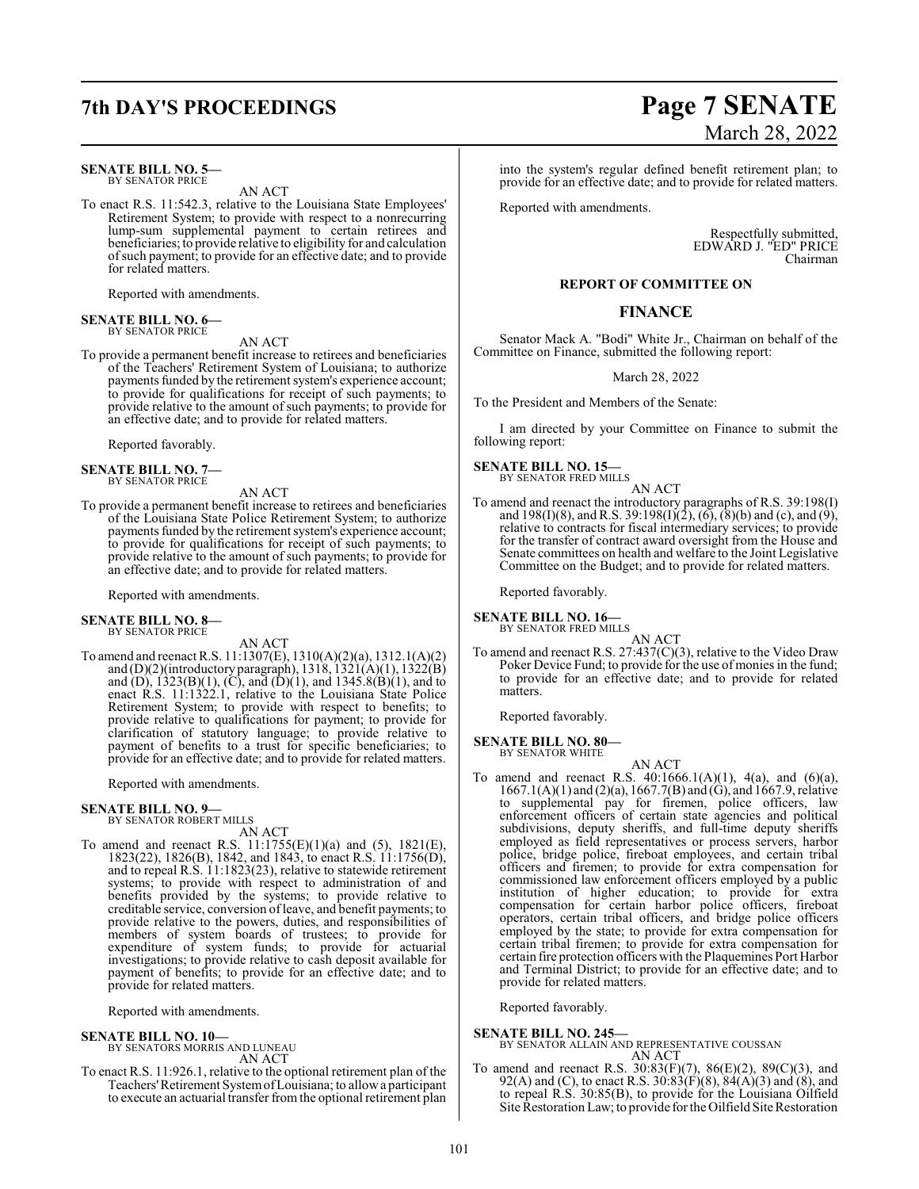**SENATE BILL NO. 5—**
BY SENATOR PRICE

AN ACT

To enact R.S. 11:542.3, relative to the Louisiana State Employees' Retirement System; to provide with respect to a nonrecurring lump-sum supplemental payment to certain retirees and beneficiaries; to provide relative to eligibility for and calculation of such payment; to provide for an effective date; and to provide for related matters.

Reported with amendments.

**SENATE BILL NO. 6—**
BY SENATOR PRICE

AN ACT

To provide a permanent benefit increase to retirees and beneficiaries of the Teachers' Retirement System of Louisiana; to authorize payments funded by the retirement system's experience account; to provide for qualifications for receipt of such payments; to provide relative to the amount of such payments; to provide for an effective date; and to provide for related matters.

Reported favorably.

**SENATE BILL NO. 7—**
BY SENATOR PRICE

AN ACT

To provide a permanent benefit increase to retirees and beneficiaries of the Louisiana State Police Retirement System; to authorize payments funded by the retirement system's experience account; to provide for qualifications for receipt of such payments; to provide relative to the amount of such payments; to provide for an effective date; and to provide for related matters.

Reported with amendments.

**SENATE BILL NO. 8—**
BY SENATOR PRICE

AN ACT

To amend and reenact R.S. 11:1307(E), 1310(A)(2)(a), 1312.1(A)(2) and (D)(2)(introductory paragraph), 1318, 1321(A)(1), 1322(B) and (D), 1323(B)(1), (C), and (D)(1), and 1345.8(B)(1), and to enact R.S. 11:1322.1, relative to the Louisiana State Police Retirement System; to provide with respect to benefits; to provide relative to qualifications for payment; to provide for clarification of statutory language; to provide relative to payment of benefits to a trust for specific beneficiaries; to provide for an effective date; and to provide for related matters.

Reported with amendments.

**SENATE BILL NO. 9—**
BY SENATOR ROBERT MILLS

AN ACT

To amend and reenact R.S. 11:1755(E)(1)(a) and (5), 1821(E), 1823(22), 1826(B), 1842, and 1843, to enact R.S. 11:1756(D), and to repeal R.S. 11:1823(23), relative to statewide retirement systems; to provide with respect to administration of and benefits provided by the systems; to provide relative to creditable service, conversion of leave, and benefit payments; to provide relative to the powers, duties, and responsibilities of members of system boards of trustees; to provide for expenditure of system funds; to provide for actuarial investigations; to provide relative to cash deposit available for payment of benefits; to provide for an effective date; and to provide for related matters.

Reported with amendments.

**SENATE BILL NO. 10—**
BY SENATORS MORRIS AND LUNEAU

AN ACT

To enact R.S. 11:926.1, relative to the optional retirement plan of the Teachers' Retirement System of Louisiana; to allow a participant to execute an actuarial transfer from the optional retirement plan into the system's regular defined benefit retirement plan; to provide for an effective date; and to provide for related matters.

Reported with amendments.

Respectfully submitted,
EDWARD J. "ED" PRICE
Chairman

## REPORT OF COMMITTEE ON

## FINANCE

Senator Mack A. "Bodi" White Jr., Chairman on behalf of the Committee on Finance, submitted the following report:

March 28, 2022

To the President and Members of the Senate:

I am directed by your Committee on Finance to submit the following report:

**SENATE BILL NO. 15—**
BY SENATOR FRED MILLS

AN ACT

To amend and reenact the introductory paragraphs of R.S. 39:198(I) and 198(I)(8), and R.S. 39:198(I)(2), (6), (8)(b) and (c), and (9), relative to contracts for fiscal intermediary services; to provide for the transfer of contract award oversight from the House and Senate committees on health and welfare to the Joint Legislative Committee on the Budget; and to provide for related matters.

Reported favorably.

**SENATE BILL NO. 16—**
BY SENATOR FRED MILLS

AN ACT

To amend and reenact R.S. 27:437(C)(3), relative to the Video Draw Poker Device Fund; to provide for the use of monies in the fund; to provide for an effective date; and to provide for related matters.

Reported favorably.

**SENATE BILL NO. 80—**
BY SENATOR WHITE

AN ACT

To amend and reenact R.S. 40:1666.1(A)(1), 4(a), and (6)(a), 1667.1(A)(1) and (2)(a), 1667.7(B) and (G), and 1667.9, relative to supplemental pay for firemen, police officers, law enforcement officers of certain state agencies and political subdivisions, deputy sheriffs, and full-time deputy sheriffs employed as field representatives or process servers, harbor police, bridge police, fireboat employees, and certain tribal officers and firemen; to provide for extra compensation for commissioned law enforcement officers employed by a public institution of higher education; to provide for extra compensation for certain harbor police officers, fireboat operators, certain tribal officers, and bridge police officers employed by the state; to provide for extra compensation for certain tribal firemen; to provide for extra compensation for certain fire protection officers with the Plaquemines Port Harbor and Terminal District; to provide for an effective date; and to provide for related matters.

Reported favorably.

**SENATE BILL NO. 245—**
BY SENATOR ALLAIN AND REPRESENTATIVE COUSSAN

AN ACT

To amend and reenact R.S. 30:83(F)(7), 86(E)(2), 89(C)(3), and 92(A) and (C), to enact R.S. 30:83(F)(8), 84(A)(3) and (8), and to repeal R.S. 30:85(B), to provide for the Louisiana Oilfield Site Restoration Law; to provide for the Oilfield Site Restoration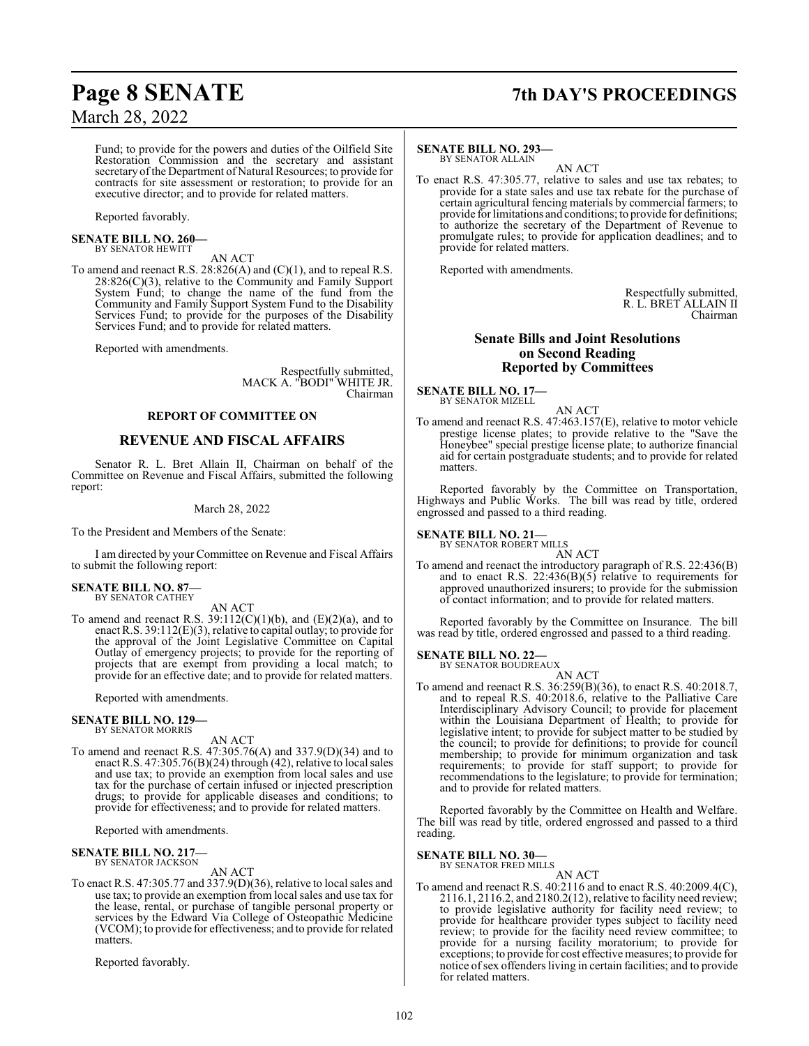Fund; to provide for the powers and duties of the Oilfield Site Restoration Commission and the secretary and assistant secretary of the Department of Natural Resources; to provide for contracts for site assessment or restoration; to provide for an executive director; and to provide for related matters.

Reported favorably.

**SENATE BILL NO. 260—**
BY SENATOR HEWITT

AN ACT

To amend and reenact R.S. 28:826(A) and (C)(1), and to repeal R.S. 28:826(C)(3), relative to the Community and Family Support System Fund; to change the name of the fund from the Community and Family Support System Fund to the Disability Services Fund; to provide for the purposes of the Disability Services Fund; and to provide for related matters.

Reported with amendments.

Respectfully submitted,
MACK A. "BODI" WHITE JR.
Chairman

**REPORT OF COMMITTEE ON**

## REVENUE AND FISCAL AFFAIRS

Senator R. L. Bret Allain II, Chairman on behalf of the Committee on Revenue and Fiscal Affairs, submitted the following report:

March 28, 2022

To the President and Members of the Senate:

I am directed by your Committee on Revenue and Fiscal Affairs to submit the following report:

**SENATE BILL NO. 87—**
BY SENATOR CATHEY

AN ACT

To amend and reenact R.S. 39:112(C)(1)(b), and (E)(2)(a), and to enact R.S. 39:112(E)(3), relative to capital outlay; to provide for the approval of the Joint Legislative Committee on Capital Outlay of emergency projects; to provide for the reporting of projects that are exempt from providing a local match; to provide for an effective date; and to provide for related matters.

Reported with amendments.

**SENATE BILL NO. 129—**
BY SENATOR MORRIS

AN ACT

To amend and reenact R.S. 47:305.76(A) and 337.9(D)(34) and to enact R.S. 47:305.76(B)(24) through (42), relative to local sales and use tax; to provide an exemption from local sales and use tax for the purchase of certain infused or injected prescription drugs; to provide for applicable diseases and conditions; to provide for effectiveness; and to provide for related matters.

Reported with amendments.

**SENATE BILL NO. 217—**
BY SENATOR JACKSON

AN ACT

To enact R.S. 47:305.77 and 337.9(D)(36), relative to local sales and use tax; to provide an exemption from local sales and use tax for the lease, rental, or purchase of tangible personal property or services by the Edward Via College of Osteopathic Medicine (VCOM); to provide for effectiveness; and to provide for related matters.

Reported favorably.

**SENATE BILL NO. 293—**
BY SENATOR ALLAIN

AN ACT

To enact R.S. 47:305.77, relative to sales and use tax rebates; to provide for a state sales and use tax rebate for the purchase of certain agricultural fencing materials by commercial farmers; to provide for limitations and conditions; to provide for definitions; to authorize the secretary of the Department of Revenue to promulgate rules; to provide for application deadlines; and to provide for related matters.

Reported with amendments.

Respectfully submitted,
R. L. BRET ALLAIN II
Chairman

## Senate Bills and Joint Resolutions on Second Reading Reported by Committees

**SENATE BILL NO. 17—**
BY SENATOR MIZELL

AN ACT

To amend and reenact R.S. 47:463.157(E), relative to motor vehicle prestige license plates; to provide relative to the "Save the Honeybee" special prestige license plate; to authorize financial aid for certain postgraduate students; and to provide for related matters.

Reported favorably by the Committee on Transportation, Highways and Public Works. The bill was read by title, ordered engrossed and passed to a third reading.

**SENATE BILL NO. 21—**
BY SENATOR ROBERT MILLS

AN ACT

To amend and reenact the introductory paragraph of R.S. 22:436(B) and to enact R.S. 22:436(B)(5) relative to requirements for approved unauthorized insurers; to provide for the submission of contact information; and to provide for related matters.

Reported favorably by the Committee on Insurance. The bill was read by title, ordered engrossed and passed to a third reading.

**SENATE BILL NO. 22—**
BY SENATOR BOUDREAUX

AN ACT

To amend and reenact R.S. 36:259(B)(36), to enact R.S. 40:2018.7, and to repeal R.S. 40:2018.6, relative to the Palliative Care Interdisciplinary Advisory Council; to provide for placement within the Louisiana Department of Health; to provide for legislative intent; to provide for subject matter to be studied by the council; to provide for definitions; to provide for council membership; to provide for minimum organization and task requirements; to provide for staff support; to provide for recommendations to the legislature; to provide for termination; and to provide for related matters.

Reported favorably by the Committee on Health and Welfare. The bill was read by title, ordered engrossed and passed to a third reading.

**SENATE BILL NO. 30—**
BY SENATOR FRED MILLS

AN ACT

To amend and reenact R.S. 40:2116 and to enact R.S. 40:2009.4(C), 2116.1, 2116.2, and 2180.2(12), relative to facility need review; to provide legislative authority for facility need review; to provide for healthcare provider types subject to facility need review; to provide for the facility need review committee; to provide for a nursing facility moratorium; to provide for exceptions; to provide for cost effective measures; to provide for notice of sex offenders living in certain facilities; and to provide for related matters.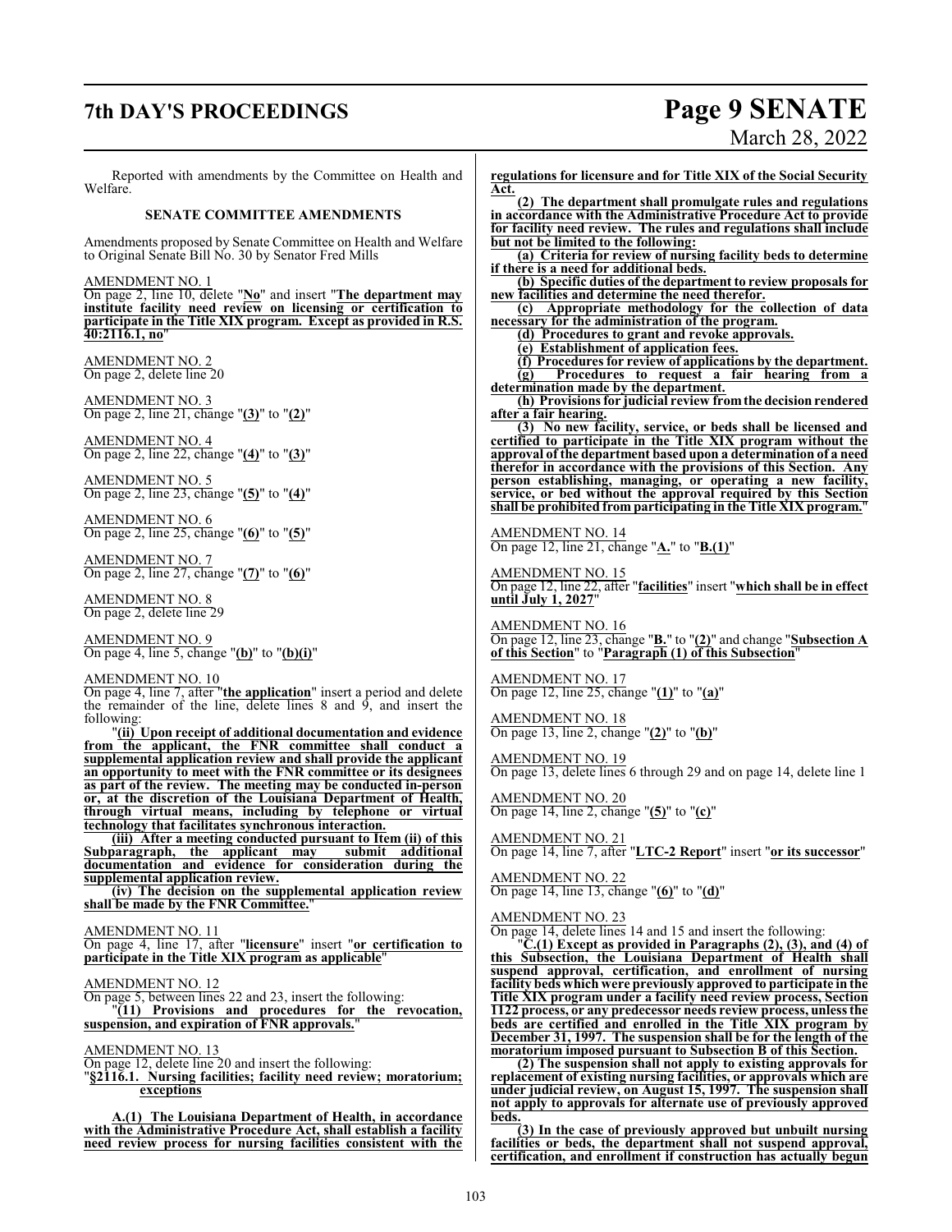Reported with amendments by the Committee on Health and Welfare.

**SENATE COMMITTEE AMENDMENTS**

Amendments proposed by Senate Committee on Health and Welfare to Original Senate Bill No. 30 by Senator Fred Mills

AMENDMENT NO. 1
On page 2, line 10, delete "**No**" and insert "**The department may institute facility need review on licensing or certification to participate in the Title XIX program. Except as provided in R.S. 40:2116.1, no**"

AMENDMENT NO. 2
On page 2, delete line 20

AMENDMENT NO. 3
On page 2, line 21, change "**(3)**" to "**(2)**"

AMENDMENT NO. 4
On page 2, line 22, change "**(4)**" to "**(3)**"

AMENDMENT NO. 5
On page 2, line 23, change "**(5)**" to "**(4)**"

AMENDMENT NO. 6
On page 2, line 25, change "**(6)**" to "**(5)**"

AMENDMENT NO. 7
On page 2, line 27, change "**(7)**" to "**(6)**"

AMENDMENT NO. 8
On page 2, delete line 29

AMENDMENT NO. 9
On page 4, line 5, change "**(b)**" to "**(b)(i)**"

AMENDMENT NO. 10
On page 4, line 7, after "**the application**" insert a period and delete the remainder of the line, delete lines 8 and 9, and insert the following:

"**(ii) Upon receipt of additional documentation and evidence from the applicant, the FNR committee shall conduct a supplemental application review and shall provide the applicant an opportunity to meet with the FNR committee or its designees as part of the review. The meeting may be conducted in-person or, at the discretion of the Louisiana Department of Health, through virtual means, including by telephone or virtual technology that facilitates synchronous interaction.**

**(iii) After a meeting conducted pursuant to Item (ii) of this Subparagraph, the applicant may submit additional documentation and evidence for consideration during the supplemental application review.**

**(iv) The decision on the supplemental application review shall be made by the FNR Committee.**"

AMENDMENT NO. 11
On page 4, line 17, after "**licensure**" insert "**or certification to participate in the Title XIX program as applicable**"

AMENDMENT NO. 12
On page 5, between lines 22 and 23, insert the following:

"**(11) Provisions and procedures for the revocation, suspension, and expiration of FNR approvals.**"

AMENDMENT NO. 13
On page 12, delete line 20 and insert the following:

"**§2116.1. Nursing facilities; facility need review; moratorium; exceptions**

**A.(1) The Louisiana Department of Health, in accordance with the Administrative Procedure Act, shall establish a facility need review process for nursing facilities consistent with the regulations for licensure and for Title XIX of the Social Security Act.**

**(2) The department shall promulgate rules and regulations in accordance with the Administrative Procedure Act to provide for facility need review. The rules and regulations shall include but not be limited to the following:**

**(a) Criteria for review of nursing facility beds to determine if there is a need for additional beds.**

**(b) Specific duties of the department to review proposals for new facilities and determine the need therefor.**

**(c) Appropriate methodology for the collection of data necessary for the administration of the program.**

**(d) Procedures to grant and revoke approvals.**

**(e) Establishment of application fees.**

**(f) Procedures for review of applications by the department.**

**(g) Procedures to request a fair hearing from a determination made by the department.**

**(h) Provisions for judicial review from the decision rendered after a fair hearing.**

**(3) No new facility, service, or beds shall be licensed and certified to participate in the Title XIX program without the approval of the department based upon a determination of a need therefor in accordance with the provisions of this Section. Any person establishing, managing, or operating a new facility, service, or bed without the approval required by this Section shall be prohibited from participating in the Title XIX program.**"

AMENDMENT NO. 14
On page 12, line 21, change "**A.**" to "**B.(1)**"

AMENDMENT NO. 15
On page 12, line 22, after "**facilities**" insert "**which shall be in effect until July 1, 2027**"

AMENDMENT NO. 16
On page 12, line 23, change "**B.**" to "**(2)**" and change "**Subsection A of this Section**" to "**Paragraph (1) of this Subsection**"

AMENDMENT NO. 17
On page 12, line 25, change "**(1)**" to "**(a)**"

AMENDMENT NO. 18
On page 13, line 2, change "**(2)**" to "**(b)**"

AMENDMENT NO. 19
On page 13, delete lines 6 through 29 and on page 14, delete line 1

AMENDMENT NO. 20
On page 14, line 2, change "**(5)**" to "**(c)**"

AMENDMENT NO. 21
On page 14, line 7, after "**LTC-2 Report**" insert "**or its successor**"

AMENDMENT NO. 22
On page 14, line 13, change "**(6)**" to "**(d)**"

AMENDMENT NO. 23
On page 14, delete lines 14 and 15 and insert the following:

"**C.(1) Except as provided in Paragraphs (2), (3), and (4) of this Subsection, the Louisiana Department of Health shall suspend approval, certification, and enrollment of nursing facility beds which were previously approved to participate in the Title XIX program under a facility need review process, Section 1122 process, or any predecessor needs review process, unless the beds are certified and enrolled in the Title XIX program by December 31, 1997. The suspension shall be for the length of the moratorium imposed pursuant to Subsection B of this Section.**

**(2) The suspension shall not apply to existing approvals for replacement of existing nursing facilities, or approvals which are under judicial review, on August 15, 1997. The suspension shall not apply to approvals for alternate use of previously approved beds.**

**(3) In the case of previously approved but unbuilt nursing facilities or beds, the department shall not suspend approval, certification, and enrollment if construction has actually begun**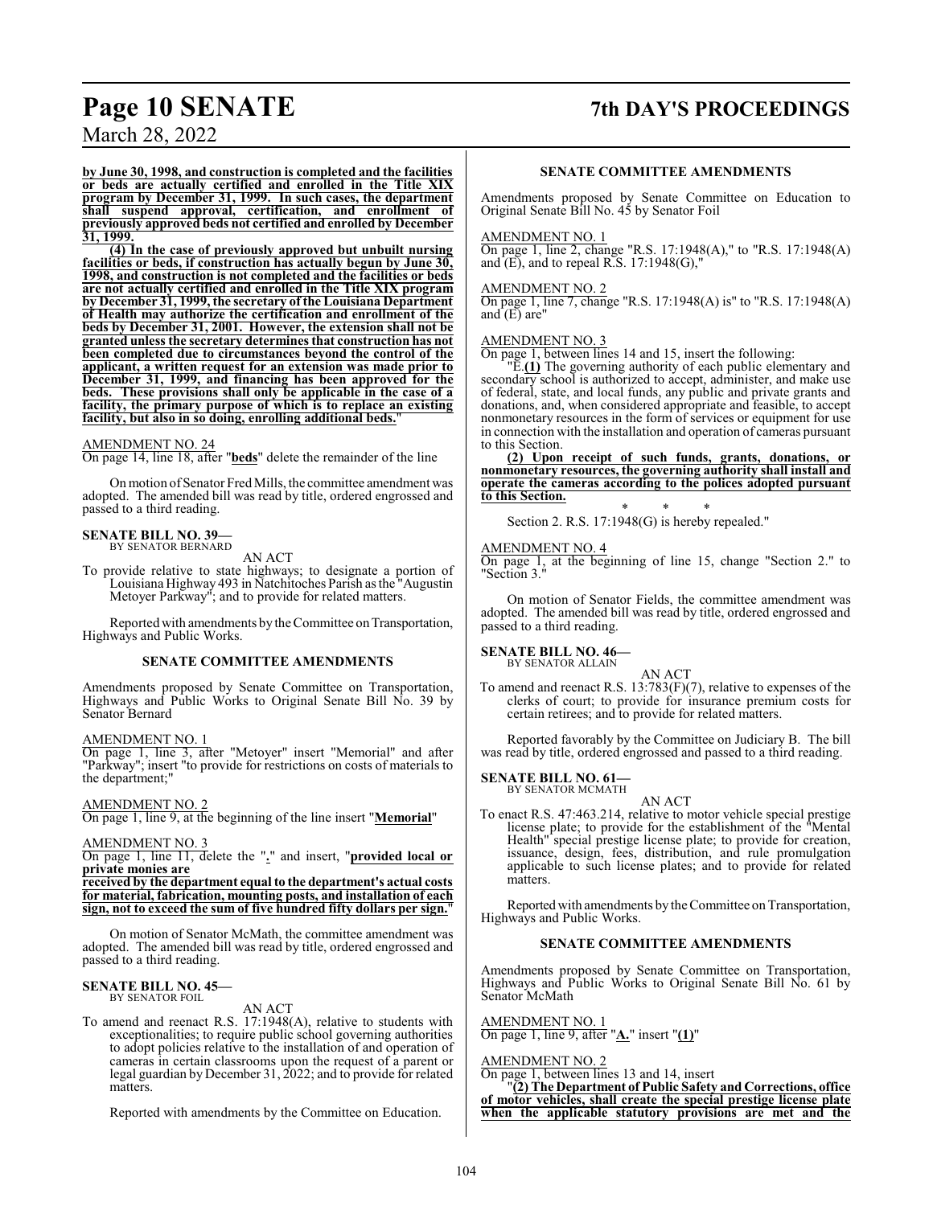**by June 30, 1998, and construction is completed and the facilities or beds are actually certified and enrolled in the Title XIX program by December 31, 1999. In such cases, the department shall suspend approval, certification, and enrollment of previously approved beds not certified and enrolled by December 31, 1999.**

**(4) In the case of previously approved but unbuilt nursing facilities or beds, if construction has actually begun by June 30, 1998, and construction is not completed and the facilities or beds are not actually certified and enrolled in the Title XIX program by December 31, 1999, the secretary of the Louisiana Department of Health may authorize the certification and enrollment of the beds by December 31, 2001. However, the extension shall not be granted unless the secretary determines that construction has not been completed due to circumstances beyond the control of the applicant, a written request for an extension was made prior to December 31, 1999, and financing has been approved for the beds. These provisions shall only be applicable in the case of a facility, the primary purpose of which is to replace an existing facility, but also in so doing, enrolling additional beds.**"

AMENDMENT NO. 24

On page 14, line 18, after "**beds**" delete the remainder of the line

On motion of Senator Fred Mills, the committee amendment was adopted. The amended bill was read by title, ordered engrossed and passed to a third reading.

**SENATE BILL NO. 39—**
BY SENATOR BERNARD

AN ACT

To provide relative to state highways; to designate a portion of Louisiana Highway 493 in Natchitoches Parish as the "Augustin Metoyer Parkway"; and to provide for related matters.

Reported with amendments by the Committee on Transportation, Highways and Public Works.

### SENATE COMMITTEE AMENDMENTS

Amendments proposed by Senate Committee on Transportation, Highways and Public Works to Original Senate Bill No. 39 by Senator Bernard

AMENDMENT NO. 1

On page 1, line 3, after "Metoyer" insert "Memorial" and after "Parkway"; insert "to provide for restrictions on costs of materials to the department;"

AMENDMENT NO. 2

On page 1, line 9, at the beginning of the line insert "**Memorial**"

AMENDMENT NO. 3

On page 1, line 11, delete the "**.**" and insert, "**provided local or private monies are received by the department equal to the department's actual costs for material, fabrication, mounting posts, and installation of each sign, not to exceed the sum of five hundred fifty dollars per sign.**"

On motion of Senator McMath, the committee amendment was adopted. The amended bill was read by title, ordered engrossed and passed to a third reading.

**SENATE BILL NO. 45—**
BY SENATOR FOIL

AN ACT

To amend and reenact R.S. 17:1948(A), relative to students with exceptionalities; to require public school governing authorities to adopt policies relative to the installation of and operation of cameras in certain classrooms upon the request of a parent or legal guardian by December 31, 2022; and to provide for related matters.

Reported with amendments by the Committee on Education.

### SENATE COMMITTEE AMENDMENTS

Amendments proposed by Senate Committee on Education to Original Senate Bill No. 45 by Senator Foil

AMENDMENT NO. 1

On page 1, line 2, change "R.S. 17:1948(A)," to "R.S. 17:1948(A) and (E), and to repeal R.S. 17:1948(G),"

AMENDMENT NO. 2

On page 1, line 7, change "R.S. 17:1948(A) is" to "R.S. 17:1948(A) and (E) are"

AMENDMENT NO. 3

On page 1, between lines 14 and 15, insert the following:

"E.**(1)** The governing authority of each public elementary and secondary school is authorized to accept, administer, and make use of federal, state, and local funds, any public and private grants and donations, and, when considered appropriate and feasible, to accept nonmonetary resources in the form of services or equipment for use in connection with the installation and operation of cameras pursuant to this Section.

**(2) Upon receipt of such funds, grants, donations, or nonmonetary resources, the governing authority shall install and operate the cameras according to the polices adopted pursuant to this Section.**

\* \* \*

Section 2. R.S. 17:1948(G) is hereby repealed."

AMENDMENT NO. 4

On page 1, at the beginning of line 15, change "Section 2." to "Section 3."

On motion of Senator Fields, the committee amendment was adopted. The amended bill was read by title, ordered engrossed and passed to a third reading.

**SENATE BILL NO. 46—**
BY SENATOR ALLAIN

AN ACT

To amend and reenact R.S. 13:783(F)(7), relative to expenses of the clerks of court; to provide for insurance premium costs for certain retirees; and to provide for related matters.

Reported favorably by the Committee on Judiciary B. The bill was read by title, ordered engrossed and passed to a third reading.

**SENATE BILL NO. 61—**
BY SENATOR MCMATH

AN ACT

To enact R.S. 47:463.214, relative to motor vehicle special prestige license plate; to provide for the establishment of the "Mental Health" special prestige license plate; to provide for creation, issuance, design, fees, distribution, and rule promulgation applicable to such license plates; and to provide for related matters.

Reported with amendments by the Committee on Transportation, Highways and Public Works.

### SENATE COMMITTEE AMENDMENTS

Amendments proposed by Senate Committee on Transportation, Highways and Public Works to Original Senate Bill No. 61 by Senator McMath

AMENDMENT NO. 1

On page 1, line 9, after "**A.**" insert "**(1)**"

AMENDMENT NO. 2

On page 1, between lines 13 and 14, insert

"**(2) The Department of Public Safety and Corrections, office of motor vehicles, shall create the special prestige license plate when the applicable statutory provisions are met and the**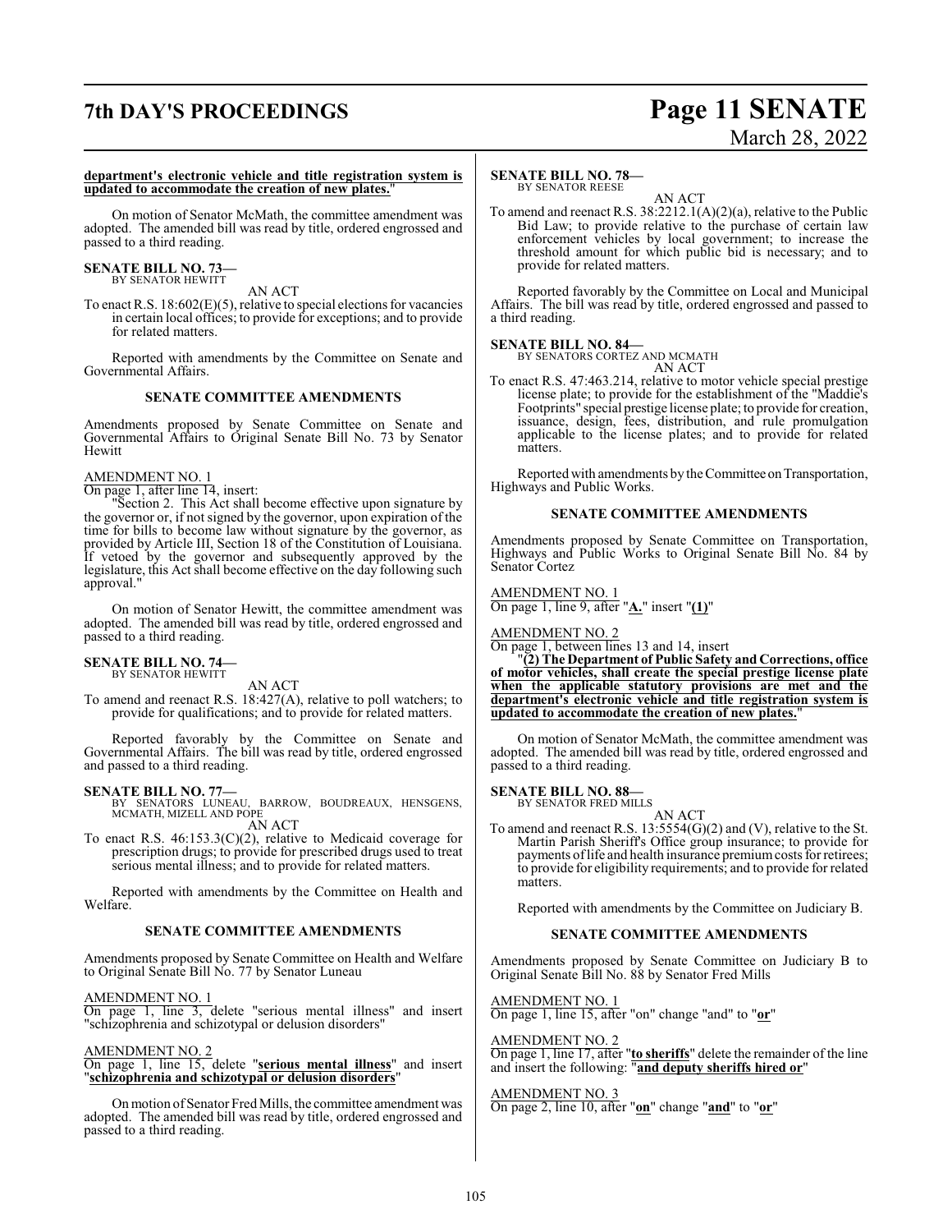**department's electronic vehicle and title registration system is updated to accommodate the creation of new plates.**"

On motion of Senator McMath, the committee amendment was adopted. The amended bill was read by title, ordered engrossed and passed to a third reading.

**SENATE BILL NO. 73—**
BY SENATOR HEWITT

AN ACT

To enact R.S. 18:602(E)(5), relative to special elections for vacancies in certain local offices; to provide for exceptions; and to provide for related matters.

Reported with amendments by the Committee on Senate and Governmental Affairs.

### SENATE COMMITTEE AMENDMENTS

Amendments proposed by Senate Committee on Senate and Governmental Affairs to Original Senate Bill No. 73 by Senator Hewitt

AMENDMENT NO. 1
On page 1, after line 14, insert:

"Section 2. This Act shall become effective upon signature by the governor or, if not signed by the governor, upon expiration of the time for bills to become law without signature by the governor, as provided by Article III, Section 18 of the Constitution of Louisiana. If vetoed by the governor and subsequently approved by the legislature, this Act shall become effective on the day following such approval."

On motion of Senator Hewitt, the committee amendment was adopted. The amended bill was read by title, ordered engrossed and passed to a third reading.

**SENATE BILL NO. 74—**
BY SENATOR HEWITT

AN ACT

To amend and reenact R.S. 18:427(A), relative to poll watchers; to provide for qualifications; and to provide for related matters.

Reported favorably by the Committee on Senate and Governmental Affairs. The bill was read by title, ordered engrossed and passed to a third reading.

**SENATE BILL NO. 77—**
BY SENATORS LUNEAU, BARROW, BOUDREAUX, HENSGENS, MCMATH, MIZELL AND POPE

AN ACT

To enact R.S. 46:153.3(C)(2), relative to Medicaid coverage for prescription drugs; to provide for prescribed drugs used to treat serious mental illness; and to provide for related matters.

Reported with amendments by the Committee on Health and Welfare.

### SENATE COMMITTEE AMENDMENTS

Amendments proposed by Senate Committee on Health and Welfare to Original Senate Bill No. 77 by Senator Luneau

AMENDMENT NO. 1
On page 1, line 3, delete "serious mental illness" and insert "schizophrenia and schizotypal or delusion disorders"

AMENDMENT NO. 2
On page 1, line 15, delete "**serious mental illness**" and insert "**schizophrenia and schizotypal or delusion disorders**"

On motion of Senator Fred Mills, the committee amendment was adopted. The amended bill was read by title, ordered engrossed and passed to a third reading.

**SENATE BILL NO. 78—**
BY SENATOR REESE

AN ACT

To amend and reenact R.S. 38:2212.1(A)(2)(a), relative to the Public Bid Law; to provide relative to the purchase of certain law enforcement vehicles by local government; to increase the threshold amount for which public bid is necessary; and to provide for related matters.

Reported favorably by the Committee on Local and Municipal Affairs. The bill was read by title, ordered engrossed and passed to a third reading.

**SENATE BILL NO. 84—**
BY SENATORS CORTEZ AND MCMATH

AN ACT

To enact R.S. 47:463.214, relative to motor vehicle special prestige license plate; to provide for the establishment of the "Maddie's Footprints" special prestige license plate; to provide for creation, issuance, design, fees, distribution, and rule promulgation applicable to the license plates; and to provide for related matters.

Reported with amendments by the Committee on Transportation, Highways and Public Works.

### SENATE COMMITTEE AMENDMENTS

Amendments proposed by Senate Committee on Transportation, Highways and Public Works to Original Senate Bill No. 84 by Senator Cortez

AMENDMENT NO. 1
On page 1, line 9, after "**A.**" insert "**(1)**"

AMENDMENT NO. 2
On page 1, between lines 13 and 14, insert

"**(2) The Department of Public Safety and Corrections, office of motor vehicles, shall create the special prestige license plate when the applicable statutory provisions are met and the department's electronic vehicle and title registration system is updated to accommodate the creation of new plates.**"

On motion of Senator McMath, the committee amendment was adopted. The amended bill was read by title, ordered engrossed and passed to a third reading.

**SENATE BILL NO. 88—**
BY SENATOR FRED MILLS

AN ACT

To amend and reenact R.S. 13:5554(G)(2) and (V), relative to the St. Martin Parish Sheriff's Office group insurance; to provide for payments of life and health insurance premium costs for retirees; to provide for eligibility requirements; and to provide for related matters.

Reported with amendments by the Committee on Judiciary B.

### SENATE COMMITTEE AMENDMENTS

Amendments proposed by Senate Committee on Judiciary B to Original Senate Bill No. 88 by Senator Fred Mills

AMENDMENT NO. 1
On page 1, line 15, after "on" change "and" to "**or**"

AMENDMENT NO. 2
On page 1, line 17, after "**to sheriffs**" delete the remainder of the line and insert the following: "**and deputy sheriffs hired or**"

AMENDMENT NO. 3
On page 2, line 10, after "**on**" change "**and**" to "**or**"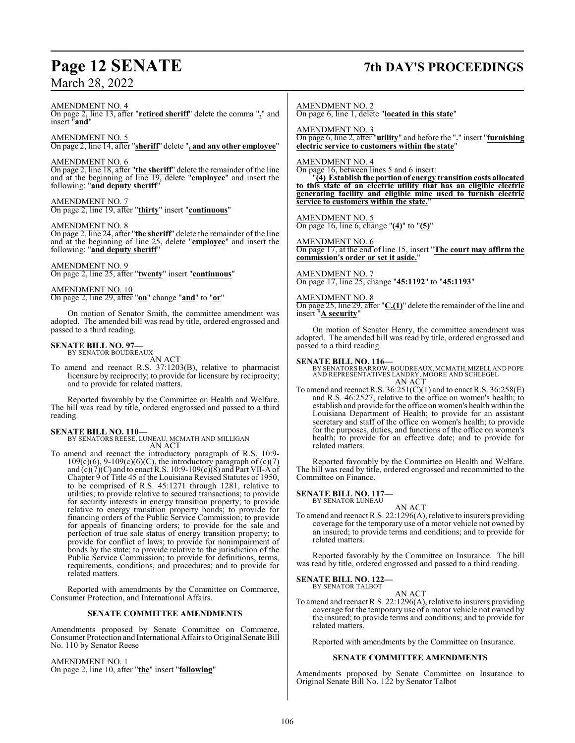AMENDMENT NO. 4
On page 2, line 13, after "**retired sheriff**" delete the comma "**,**" and insert "**and**"

AMENDMENT NO. 5
On page 2, line 14, after "**sheriff**" delete "**, and any other employee**"

AMENDMENT NO. 6
On page 2, line 18, after "**the sheriff**" delete the remainder of the line and at the beginning of line 19, delete "**employee**" and insert the following: "**and deputy sheriff**"

AMENDMENT NO. 7
On page 2, line 19, after "**thirty**" insert "**continuous**"

AMENDMENT NO. 8
On page 2, line 24, after "**the sheriff**" delete the remainder of the line and at the beginning of line 25, delete "**employee**" and insert the following: "**and deputy sheriff**"

AMENDMENT NO. 9
On page 2, line 25, after "**twenty**" insert "**continuous**"

AMENDMENT NO. 10
On page 2, line 29, after "**on**" change "**and**" to "**or**"

On motion of Senator Smith, the committee amendment was adopted. The amended bill was read by title, ordered engrossed and passed to a third reading.

**SENATE BILL NO. 97—**
BY SENATOR BOUDREAUX
AN ACT
To amend and reenact R.S. 37:1203(B), relative to pharmacist licensure by reciprocity; to provide for licensure by reciprocity; and to provide for related matters.

Reported favorably by the Committee on Health and Welfare. The bill was read by title, ordered engrossed and passed to a third reading.

**SENATE BILL NO. 110—**
BY SENATORS REESE, LUNEAU, MCMATH AND MILLIGAN
AN ACT
To amend and reenact the introductory paragraph of R.S. 10:9-109(c)(6), 9-109(c)(6)(C), the introductory paragraph of (c)(7) and (c)(7)(C) and to enact R.S. 10:9-109(c)(8) and Part VII-A of Chapter 9 of Title 45 of the Louisiana Revised Statutes of 1950, to be comprised of R.S. 45:1271 through 1281, relative to utilities; to provide relative to secured transactions; to provide for security interests in energy transition property; to provide relative to energy transition property bonds; to provide for financing orders of the Public Service Commission; to provide for appeals of financing orders; to provide for the sale and perfection of true sale status of energy transition property; to provide for conflict of laws; to provide for nonimpairment of bonds by the state; to provide relative to the jurisdiction of the Public Service Commission; to provide for definitions, terms, requirements, conditions, and procedures; and to provide for related matters.

Reported with amendments by the Committee on Commerce, Consumer Protection, and International Affairs.

**SENATE COMMITTEE AMENDMENTS**

Amendments proposed by Senate Committee on Commerce, Consumer Protection and International Affairs to Original Senate Bill No. 110 by Senator Reese

AMENDMENT NO. 1
On page 2, line 10, after "**the**" insert "**following**"

AMENDMENT NO. 2
On page 6, line 1, delete "**located in this state**"

AMENDMENT NO. 3
On page 6, line 2, after "**utility**" and before the "**.**" insert "**furnishing electric service to customers within the state**"

AMENDMENT NO. 4
On page 16, between lines 5 and 6 insert:

"**(4) Establish the portion of energy transition costs allocated to this state of an electric utility that has an eligible electric generating facility and eligible mine used to furnish electric service to customers within the state.**"

AMENDMENT NO. 5
On page 16, line 6, change "**(4)**" to "**(5)**"

AMENDMENT NO. 6
On page 17, at the end of line 15, insert "**The court may affirm the commission's order or set it aside.**"

AMENDMENT NO. 7
On page 17, line 25, change "**45:1192**" to "**45:1193**"

AMENDMENT NO. 8
On page 25, line 29, after "**C.(1)**" delete the remainder of the line and insert "**A security**"

On motion of Senator Henry, the committee amendment was adopted. The amended bill was read by title, ordered engrossed and passed to a third reading.

**SENATE BILL NO. 116—**
BY SENATORS BARROW, BOUDREAUX, MCMATH, MIZELL AND POPE AND REPRESENTATIVES LANDRY, MOORE AND SCHLEGEL
AN ACT
To amend and reenact R.S. 36:251(C)(1) and to enact R.S. 36:258(E) and R.S. 46:2527, relative to the office on women's health; to establish and provide for the office on women's health within the Louisiana Department of Health; to provide for an assistant secretary and staff of the office on women's health; to provide for the purposes, duties, and functions of the office on women's health; to provide for an effective date; and to provide for related matters.

Reported favorably by the Committee on Health and Welfare. The bill was read by title, ordered engrossed and recommitted to the Committee on Finance.

**SENATE BILL NO. 117—**
BY SENATOR LUNEAU
AN ACT
To amend and reenact R.S. 22:1296(A), relative to insurers providing coverage for the temporary use of a motor vehicle not owned by an insured; to provide terms and conditions; and to provide for related matters.

Reported favorably by the Committee on Insurance. The bill was read by title, ordered engrossed and passed to a third reading.

**SENATE BILL NO. 122—**
BY SENATOR TALBOT
AN ACT
To amend and reenact R.S. 22:1296(A), relative to insurers providing coverage for the temporary use of a motor vehicle not owned by the insured; to provide terms and conditions; and to provide for related matters.

Reported with amendments by the Committee on Insurance.

**SENATE COMMITTEE AMENDMENTS**

Amendments proposed by Senate Committee on Insurance to Original Senate Bill No. 122 by Senator Talbot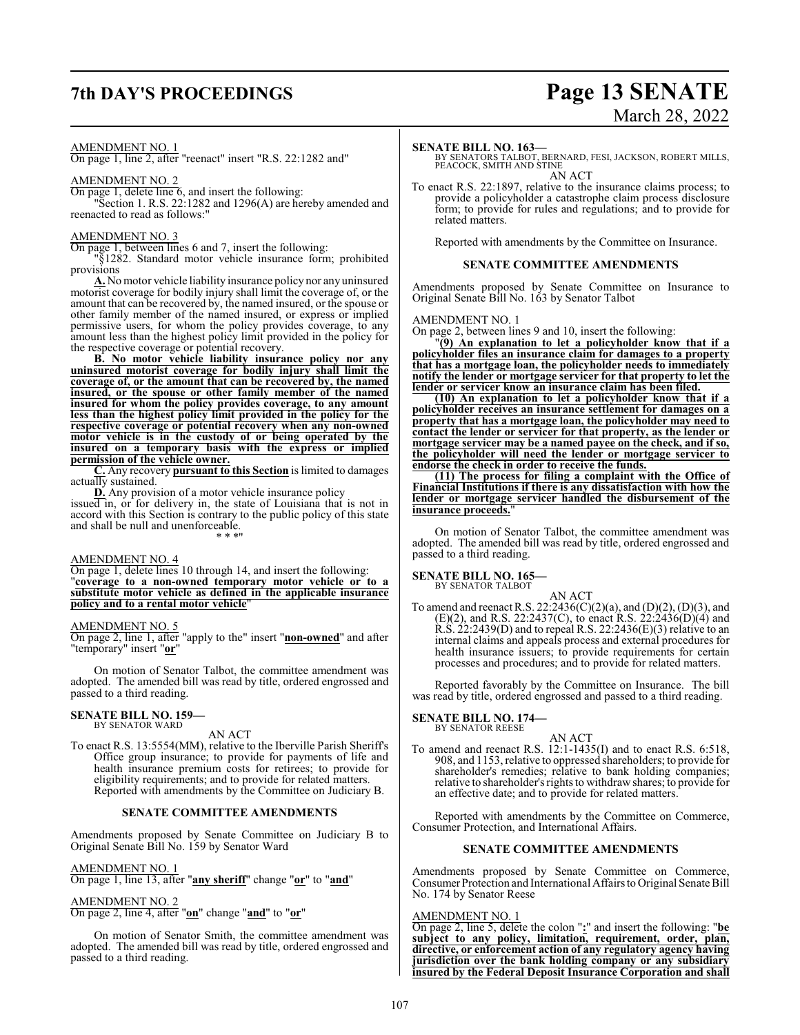AMENDMENT NO. 1

On page 1, line 2, after "reenact" insert "R.S. 22:1282 and"

AMENDMENT NO. 2

On page 1, delete line 6, and insert the following:

"Section 1. R.S. 22:1282 and 1296(A) are hereby amended and reenacted to read as follows:"

AMENDMENT NO. 3

On page 1, between lines 6 and 7, insert the following:

"§1282. Standard motor vehicle insurance form; prohibited provisions

**A.** No motor vehicle liability insurance policy nor any uninsured motorist coverage for bodily injury shall limit the coverage of, or the amount that can be recovered by, the named insured, or the spouse or other family member of the named insured, or express or implied permissive users, for whom the policy provides coverage, to any amount less than the highest policy limit provided in the policy for the respective coverage or potential recovery.

**B. No motor vehicle liability insurance policy nor any uninsured motorist coverage for bodily injury shall limit the coverage of, or the amount that can be recovered by, the named insured, or the spouse or other family member of the named insured for whom the policy provides coverage, to any amount less than the highest policy limit provided in the policy for the respective coverage or potential recovery when any non-owned motor vehicle is in the custody of or being operated by the insured on a temporary basis with the express or implied permission of the vehicle owner.**

**C.** Any recovery **pursuant to this Section** is limited to damages actually sustained.

**D.** Any provision of a motor vehicle insurance policy issued in, or for delivery in, the state of Louisiana that is not in accord with this Section is contrary to the public policy of this state and shall be null and unenforceable.

\* \* \*"

AMENDMENT NO. 4

On page 1, delete lines 10 through 14, and insert the following:

"**coverage to a non-owned temporary motor vehicle or to a substitute motor vehicle as defined in the applicable insurance policy and to a rental motor vehicle**"

AMENDMENT NO. 5

On page 2, line 1, after "apply to the" insert "**non-owned**" and after "temporary" insert "**or**"

On motion of Senator Talbot, the committee amendment was adopted. The amended bill was read by title, ordered engrossed and passed to a third reading.

**SENATE BILL NO. 159—**
BY SENATOR WARD

AN ACT

To enact R.S. 13:5554(MM), relative to the Iberville Parish Sheriff's Office group insurance; to provide for payments of life and health insurance premium costs for retirees; to provide for eligibility requirements; and to provide for related matters.

Reported with amendments by the Committee on Judiciary B.

**SENATE COMMITTEE AMENDMENTS**

Amendments proposed by Senate Committee on Judiciary B to Original Senate Bill No. 159 by Senator Ward

AMENDMENT NO. 1

On page 1, line 13, after "**any sheriff**" change "**or**" to "**and**"

AMENDMENT NO. 2

On page 2, line 4, after "**on**" change "**and**" to "**or**"

On motion of Senator Smith, the committee amendment was adopted. The amended bill was read by title, ordered engrossed and passed to a third reading.

**SENATE BILL NO. 163—**
BY SENATORS TALBOT, BERNARD, FESI, JACKSON, ROBERT MILLS, PEACOCK, SMITH AND STINE

AN ACT

To enact R.S. 22:1897, relative to the insurance claims process; to provide a policyholder a catastrophe claim process disclosure form; to provide for rules and regulations; and to provide for related matters.

Reported with amendments by the Committee on Insurance.

**SENATE COMMITTEE AMENDMENTS**

Amendments proposed by Senate Committee on Insurance to Original Senate Bill No. 163 by Senator Talbot

AMENDMENT NO. 1

On page 2, between lines 9 and 10, insert the following:

"**(9) An explanation to let a policyholder know that if a policyholder files an insurance claim for damages to a property that has a mortgage loan, the policyholder needs to immediately notify the lender or mortgage servicer for that property to let the lender or servicer know an insurance claim has been filed.**

**(10) An explanation to let a policyholder know that if a policyholder receives an insurance settlement for damages on a property that has a mortgage loan, the policyholder may need to contact the lender or servicer for that property, as the lender or mortgage servicer may be a named payee on the check, and if so, the policyholder will need the lender or mortgage servicer to endorse the check in order to receive the funds.**

**(11) The process for filing a complaint with the Office of Financial Institutions if there is any dissatisfaction with how the lender or mortgage servicer handled the disbursement of the insurance proceeds.**"

On motion of Senator Talbot, the committee amendment was adopted. The amended bill was read by title, ordered engrossed and passed to a third reading.

**SENATE BILL NO. 165—**
BY SENATOR TALBOT

AN ACT

To amend and reenact R.S. 22:2436(C)(2)(a), and (D)(2), (D)(3), and (E)(2), and R.S. 22:2437(C), to enact R.S. 22:2436(D)(4) and R.S. 22:2439(D) and to repeal R.S. 22:2436(E)(3) relative to an internal claims and appeals process and external procedures for health insurance issuers; to provide requirements for certain processes and procedures; and to provide for related matters.

Reported favorably by the Committee on Insurance. The bill was read by title, ordered engrossed and passed to a third reading.

**SENATE BILL NO. 174—**
BY SENATOR REESE

AN ACT

To amend and reenact R.S. 12:1-1435(I) and to enact R.S. 6:518, 908, and 1153, relative to oppressed shareholders; to provide for shareholder's remedies; relative to bank holding companies; relative to shareholder's rights to withdraw shares; to provide for an effective date; and to provide for related matters.

Reported with amendments by the Committee on Commerce, Consumer Protection, and International Affairs.

**SENATE COMMITTEE AMENDMENTS**

Amendments proposed by Senate Committee on Commerce, Consumer Protection and International Affairs to Original Senate Bill No. 174 by Senator Reese

AMENDMENT NO. 1

On page 2, line 5, delete the colon "**:**" and insert the following: "**be subject to any policy, limitation, requirement, order, plan, directive, or enforcement action of any regulatory agency having jurisdiction over the bank holding company or any subsidiary insured by the Federal Deposit Insurance Corporation and shall**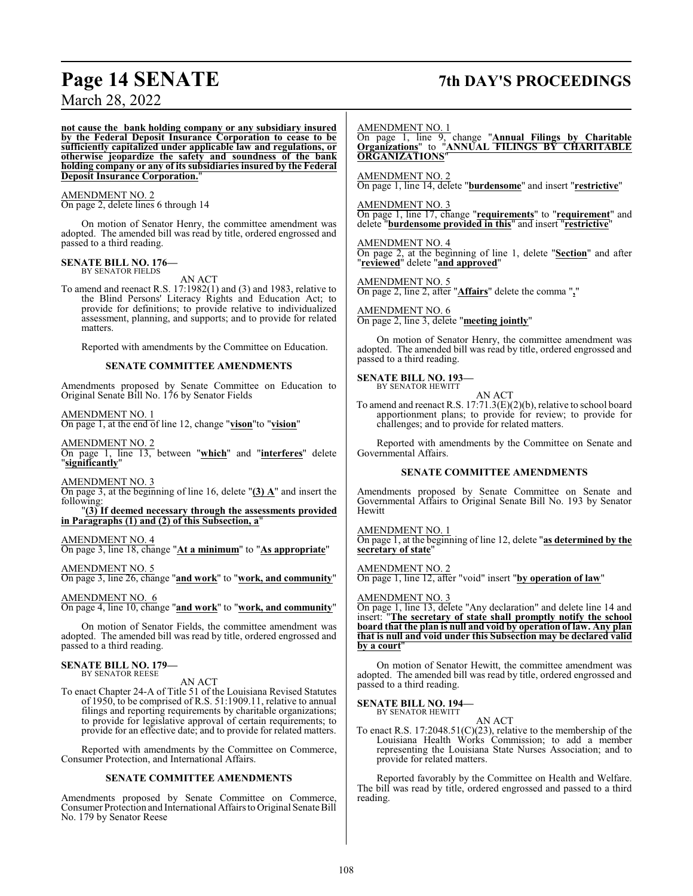**not cause the bank holding company or any subsidiary insured by the Federal Deposit Insurance Corporation to cease to be sufficiently capitalized under applicable law and regulations, or otherwise jeopardize the safety and soundness of the bank holding company or any of its subsidiaries insured by the Federal Deposit Insurance Corporation.**"

AMENDMENT NO. 2
On page 2, delete lines 6 through 14

On motion of Senator Henry, the committee amendment was adopted. The amended bill was read by title, ordered engrossed and passed to a third reading.

**SENATE BILL NO. 176—**
BY SENATOR FIELDS

AN ACT

To amend and reenact R.S. 17:1982(1) and (3) and 1983, relative to the Blind Persons' Literacy Rights and Education Act; to provide for definitions; to provide relative to individualized assessment, planning, and supports; and to provide for related matters.

Reported with amendments by the Committee on Education.

**SENATE COMMITTEE AMENDMENTS**

Amendments proposed by Senate Committee on Education to Original Senate Bill No. 176 by Senator Fields

AMENDMENT NO. 1
On page 1, at the end of line 12, change "**vison**"to "**vision**"

AMENDMENT NO. 2
On page 1, line 13, between "**which**" and "**interferes**" delete "**significantly**"

AMENDMENT NO. 3
On page 3, at the beginning of line 16, delete "**(3) A**" and insert the following:

"**(3) If deemed necessary through the assessments provided in Paragraphs (1) and (2) of this Subsection, a**"

AMENDMENT NO. 4
On page 3, line 18, change "**At a minimum**" to "**As appropriate**"

AMENDMENT NO. 5
On page 3, line 26, change "**and work**" to "**work, and community**"

AMENDMENT NO. 6
On page 4, line 10, change "**and work**" to "**work, and community**"

On motion of Senator Fields, the committee amendment was adopted. The amended bill was read by title, ordered engrossed and passed to a third reading.

**SENATE BILL NO. 179—**
BY SENATOR REESE

AN ACT

To enact Chapter 24-A of Title 51 of the Louisiana Revised Statutes of 1950, to be comprised of R.S. 51:1909.11, relative to annual filings and reporting requirements by charitable organizations; to provide for legislative approval of certain requirements; to provide for an effective date; and to provide for related matters.

Reported with amendments by the Committee on Commerce, Consumer Protection, and International Affairs.

**SENATE COMMITTEE AMENDMENTS**

Amendments proposed by Senate Committee on Commerce, Consumer Protection and International Affairs to Original Senate Bill No. 179 by Senator Reese

AMENDMENT NO. 1
On page 1, line 9, change "**Annual Filings by Charitable Organizations**" to "**ANNUAL FILINGS BY CHARITABLE ORGANIZATIONS**"

AMENDMENT NO. 2
On page 1, line 14, delete "**burdensome**" and insert "**restrictive**"

AMENDMENT NO. 3
On page 1, line 17, change "**requirements**" to "**requirement**" and delete "**burdensome provided in this**" and insert "**restrictive**"

AMENDMENT NO. 4
On page 2, at the beginning of line 1, delete "**Section**" and after "**reviewed**" delete "**and approved**"

AMENDMENT NO. 5
On page 2, line 2, after "**Affairs**" delete the comma "**,**"

AMENDMENT NO. 6
On page 2, line 3, delete "**meeting jointly**"

On motion of Senator Henry, the committee amendment was adopted. The amended bill was read by title, ordered engrossed and passed to a third reading.

**SENATE BILL NO. 193—**
BY SENATOR HEWITT

AN ACT

To amend and reenact R.S. 17:71.3(E)(2)(b), relative to school board apportionment plans; to provide for review; to provide for challenges; and to provide for related matters.

Reported with amendments by the Committee on Senate and Governmental Affairs.

**SENATE COMMITTEE AMENDMENTS**

Amendments proposed by Senate Committee on Senate and Governmental Affairs to Original Senate Bill No. 193 by Senator Hewitt

AMENDMENT NO. 1
On page 1, at the beginning of line 12, delete "**as determined by the secretary of state**"

AMENDMENT NO. 2
On page 1, line 12, after "void" insert "**by operation of law**"

AMENDMENT NO. 3
On page 1, line 13, delete "Any declaration" and delete line 14 and insert: "**The secretary of state shall promptly notify the school board that the plan is null and void by operation of law. Any plan that is null and void under this Subsection may be declared valid by a court**"

On motion of Senator Hewitt, the committee amendment was adopted. The amended bill was read by title, ordered engrossed and passed to a third reading.

**SENATE BILL NO. 194—**
BY SENATOR HEWITT

AN ACT

To enact R.S. 17:2048.51(C)(23), relative to the membership of the Louisiana Health Works Commission; to add a member representing the Louisiana State Nurses Association; and to provide for related matters.

Reported favorably by the Committee on Health and Welfare. The bill was read by title, ordered engrossed and passed to a third reading.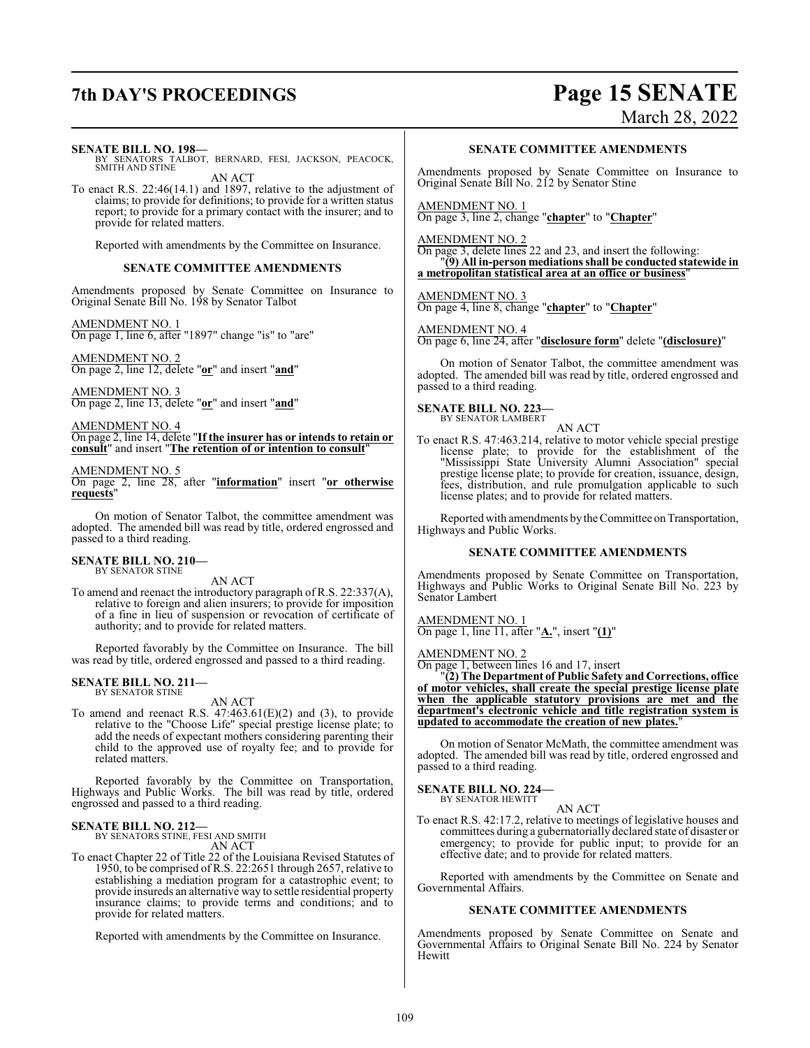**SENATE BILL NO. 198—**
BY SENATORS TALBOT, BERNARD, FESI, JACKSON, PEACOCK, SMITH AND STINE

AN ACT

To enact R.S. 22:46(14.1) and 1897, relative to the adjustment of claims; to provide for definitions; to provide for a written status report; to provide for a primary contact with the insurer; and to provide for related matters.

Reported with amendments by the Committee on Insurance.

**SENATE COMMITTEE AMENDMENTS**

Amendments proposed by Senate Committee on Insurance to Original Senate Bill No. 198 by Senator Talbot

AMENDMENT NO. 1
On page 1, line 6, after "1897" change "is" to "are"

AMENDMENT NO. 2
On page 2, line 12, delete "**or**" and insert "**and**"

AMENDMENT NO. 3
On page 2, line 13, delete "**or**" and insert "**and**"

AMENDMENT NO. 4
On page 2, line 14, delete "**If the insurer has or intends to retain or consult**" and insert "**The retention of or intention to consult**"

AMENDMENT NO. 5
On page 2, line 28, after "**information**" insert "**or otherwise requests**"

On motion of Senator Talbot, the committee amendment was adopted. The amended bill was read by title, ordered engrossed and passed to a third reading.

**SENATE BILL NO. 210—**
BY SENATOR STINE

AN ACT

To amend and reenact the introductory paragraph of R.S. 22:337(A), relative to foreign and alien insurers; to provide for imposition of a fine in lieu of suspension or revocation of certificate of authority; and to provide for related matters.

Reported favorably by the Committee on Insurance. The bill was read by title, ordered engrossed and passed to a third reading.

**SENATE BILL NO. 211—**
BY SENATOR STINE

AN ACT

To amend and reenact R.S. 47:463.61(E)(2) and (3), to provide relative to the "Choose Life" special prestige license plate; to add the needs of expectant mothers considering parenting their child to the approved use of royalty fee; and to provide for related matters.

Reported favorably by the Committee on Transportation, Highways and Public Works. The bill was read by title, ordered engrossed and passed to a third reading.

**SENATE BILL NO. 212—**
BY SENATORS STINE, FESI AND SMITH

AN ACT

To enact Chapter 22 of Title 22 of the Louisiana Revised Statutes of 1950, to be comprised of R.S. 22:2651 through 2657, relative to establishing a mediation program for a catastrophic event; to provide insureds an alternative way to settle residential property insurance claims; to provide terms and conditions; and to provide for related matters.

Reported with amendments by the Committee on Insurance.

**SENATE COMMITTEE AMENDMENTS**

Amendments proposed by Senate Committee on Insurance to Original Senate Bill No. 212 by Senator Stine

AMENDMENT NO. 1
On page 3, line 2, change "**chapter**" to "**Chapter**"

AMENDMENT NO. 2
On page 3, delete lines 22 and 23, and insert the following:
"**(9) All in-person mediations shall be conducted statewide in a metropolitan statistical area at an office or business**"

AMENDMENT NO. 3
On page 4, line 8, change "**chapter**" to "**Chapter**"

AMENDMENT NO. 4
On page 6, line 24, after "**disclosure form**" delete "**(disclosure)**"

On motion of Senator Talbot, the committee amendment was adopted. The amended bill was read by title, ordered engrossed and passed to a third reading.

**SENATE BILL NO. 223—**
BY SENATOR LAMBERT

AN ACT

To enact R.S. 47:463.214, relative to motor vehicle special prestige license plate; to provide for the establishment of the "Mississippi State University Alumni Association" special prestige license plate; to provide for creation, issuance, design, fees, distribution, and rule promulgation applicable to such license plates; and to provide for related matters.

Reported with amendments by the Committee on Transportation, Highways and Public Works.

**SENATE COMMITTEE AMENDMENTS**

Amendments proposed by Senate Committee on Transportation, Highways and Public Works to Original Senate Bill No. 223 by Senator Lambert

AMENDMENT NO. 1
On page 1, line 11, after "**A.**", insert "**(1)**"

AMENDMENT NO. 2
On page 1, between lines 16 and 17, insert
"**(2) The Department of Public Safety and Corrections, office of motor vehicles, shall create the special prestige license plate when the applicable statutory provisions are met and the department's electronic vehicle and title registration system is updated to accommodate the creation of new plates.**"

On motion of Senator McMath, the committee amendment was adopted. The amended bill was read by title, ordered engrossed and passed to a third reading.

**SENATE BILL NO. 224—**
BY SENATOR HEWITT

AN ACT

To enact R.S. 42:17.2, relative to meetings of legislative houses and committees during a gubernatorially declared state of disaster or emergency; to provide for public input; to provide for an effective date; and to provide for related matters.

Reported with amendments by the Committee on Senate and Governmental Affairs.

**SENATE COMMITTEE AMENDMENTS**

Amendments proposed by Senate Committee on Senate and Governmental Affairs to Original Senate Bill No. 224 by Senator Hewitt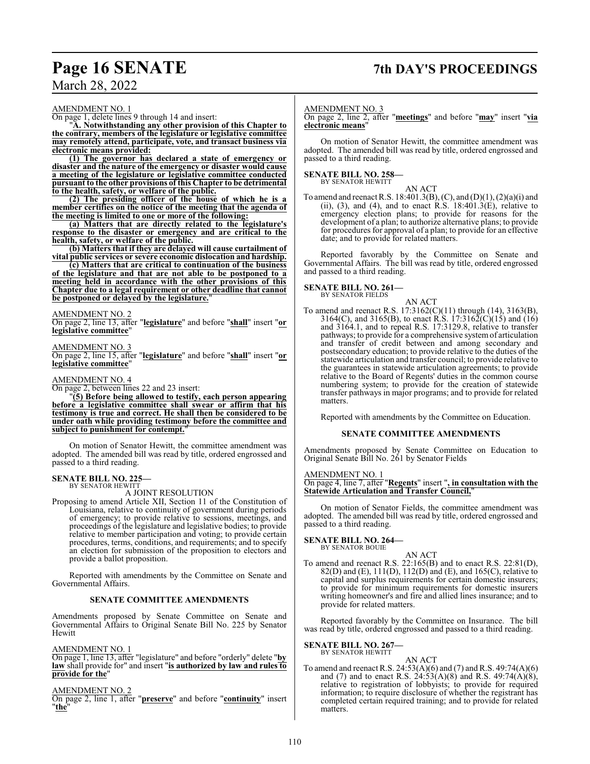AMENDMENT NO. 1

On page 1, delete lines 9 through 14 and insert:

"**A. Notwithstanding any other provision of this Chapter to the contrary, members of the legislature or legislative committee may remotely attend, participate, vote, and transact business via electronic means provided:**

**(1) The governor has declared a state of emergency or disaster and the nature of the emergency or disaster would cause a meeting of the legislature or legislative committee conducted pursuant to the other provisions of this Chapter to be detrimental to the health, safety, or welfare of the public.**

**(2) The presiding officer of the house of which he is a member certifies on the notice of the meeting that the agenda of the meeting is limited to one or more of the following:**

**(a) Matters that are directly related to the legislature's response to the disaster or emergency and are critical to the health, safety, or welfare of the public.**

**(b) Matters that if they are delayed will cause curtailment of vital public services or severe economic dislocation and hardship.**

**(c) Matters that are critical to continuation of the business of the legislature and that are not able to be postponed to a meeting held in accordance with the other provisions of this Chapter due to a legal requirement or other deadline that cannot be postponed or delayed by the legislature.**"

AMENDMENT NO. 2

On page 2, line 13, after "**legislature**" and before "**shall**" insert "**or legislative committee**"

AMENDMENT NO. 3

On page 2, line 15, after "**legislature**" and before "**shall**" insert "**or legislative committee**"

AMENDMENT NO. 4

On page 2, between lines 22 and 23 insert:

"**(5) Before being allowed to testify, each person appearing before a legislative committee shall swear or affirm that his testimony is true and correct. He shall then be considered to be under oath while providing testimony before the committee and subject to punishment for contempt.**"

On motion of Senator Hewitt, the committee amendment was adopted. The amended bill was read by title, ordered engrossed and passed to a third reading.

**SENATE BILL NO. 225—**
BY SENATOR HEWITT

A JOINT RESOLUTION

Proposing to amend Article XII, Section 11 of the Constitution of Louisiana, relative to continuity of government during periods of emergency; to provide relative to sessions, meetings, and proceedings of the legislature and legislative bodies; to provide relative to member participation and voting; to provide certain procedures, terms, conditions, and requirements; and to specify an election for submission of the proposition to electors and provide a ballot proposition.

Reported with amendments by the Committee on Senate and Governmental Affairs.

**SENATE COMMITTEE AMENDMENTS**

Amendments proposed by Senate Committee on Senate and Governmental Affairs to Original Senate Bill No. 225 by Senator Hewitt

AMENDMENT NO. 1

On page 1, line 13, after "legislature" and before "orderly" delete "**by law** shall provide for" and insert "**is authorized by law and rules to provide for the**"

AMENDMENT NO. 2

On page 2, line 1, after "**preserve**" and before "**continuity**" insert "**the**"

AMENDMENT NO. 3

On page 2, line 2, after "**meetings**" and before "**may**" insert "**via electronic means**"

On motion of Senator Hewitt, the committee amendment was adopted. The amended bill was read by title, ordered engrossed and passed to a third reading.

**SENATE BILL NO. 258—**
BY SENATOR HEWITT

AN ACT

To amend and reenact R.S. 18:401.3(B), (C), and (D)(1), (2)(a)(i) and (ii), (3), and (4), and to enact R.S. 18:401.3(E), relative to emergency election plans; to provide for reasons for the development of a plan; to authorize alternative plans; to provide for procedures for approval of a plan; to provide for an effective date; and to provide for related matters.

Reported favorably by the Committee on Senate and Governmental Affairs. The bill was read by title, ordered engrossed and passed to a third reading.

**SENATE BILL NO. 261—**
BY SENATOR FIELDS

AN ACT

To amend and reenact R.S. 17:3162(C)(11) through (14), 3163(B), 3164(C), and 3165(B), to enact R.S. 17:3162(C)(15) and (16) and 3164.1, and to repeal R.S. 17:3129.8, relative to transfer pathways; to provide for a comprehensive system of articulation and transfer of credit between and among secondary and postsecondary education; to provide relative to the duties of the statewide articulation and transfer council; to provide relative to the guarantees in statewide articulation agreements; to provide relative to the Board of Regents' duties in the common course numbering system; to provide for the creation of statewide transfer pathways in major programs; and to provide for related matters.

Reported with amendments by the Committee on Education.

**SENATE COMMITTEE AMENDMENTS**

Amendments proposed by Senate Committee on Education to Original Senate Bill No. 261 by Senator Fields

AMENDMENT NO. 1

On page 4, line 7, after "**Regents**" insert "**, in consultation with the Statewide Articulation and Transfer Council,**"

On motion of Senator Fields, the committee amendment was adopted. The amended bill was read by title, ordered engrossed and passed to a third reading.

**SENATE BILL NO. 264—**
BY SENATOR BOUIE

AN ACT

To amend and reenact R.S. 22:165(B) and to enact R.S. 22:81(D), 82(D) and (E), 111(D), 112(D) and (E), and 165(C), relative to capital and surplus requirements for certain domestic insurers; to provide for minimum requirements for domestic insurers writing homeowner's and fire and allied lines insurance; and to provide for related matters.

Reported favorably by the Committee on Insurance. The bill was read by title, ordered engrossed and passed to a third reading.

**SENATE BILL NO. 267—**
BY SENATOR HEWITT

AN ACT

To amend and reenact R.S. 24:53(A)(6) and (7) and R.S. 49:74(A)(6) and (7) and to enact R.S. 24:53(A)(8) and R.S. 49:74(A)(8), relative to registration of lobbyists; to provide for required information; to require disclosure of whether the registrant has completed certain required training; and to provide for related matters.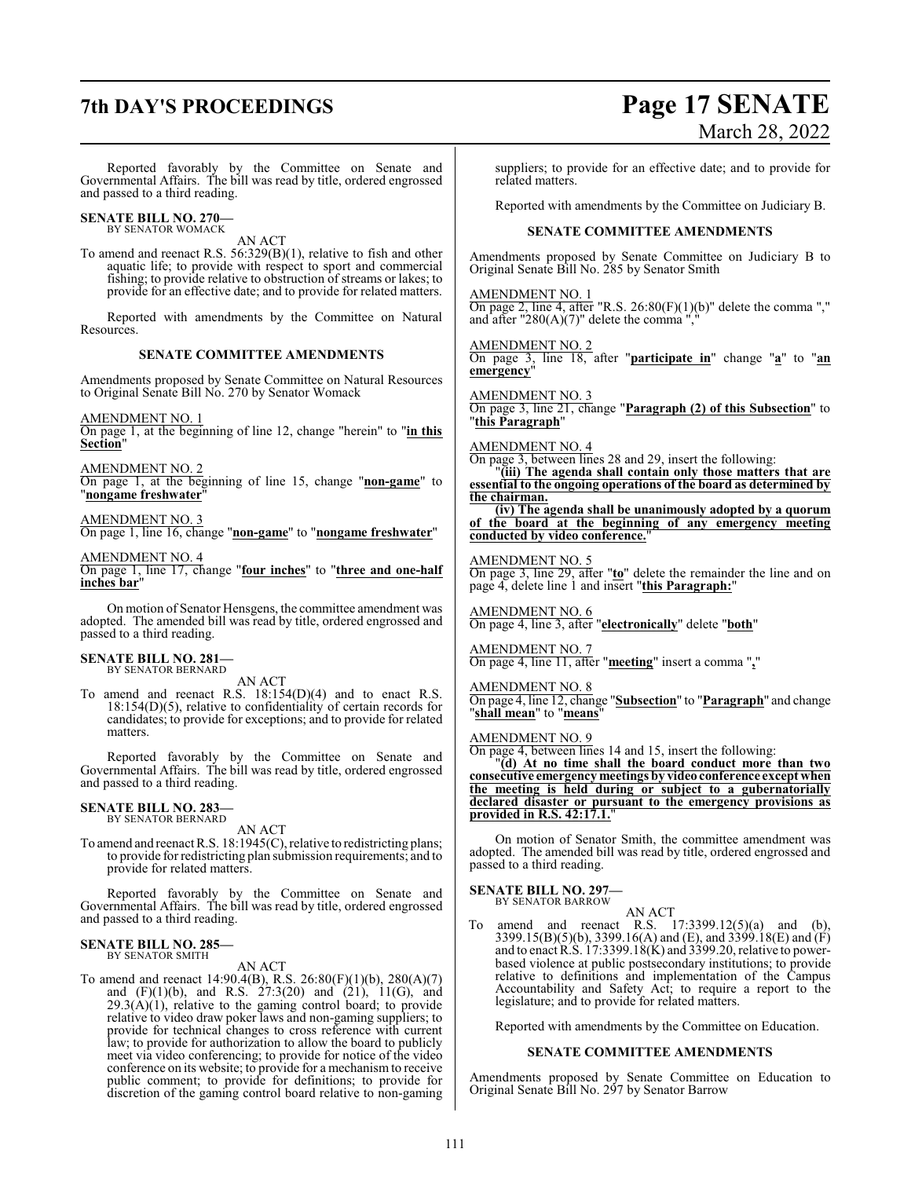Reported favorably by the Committee on Senate and Governmental Affairs. The bill was read by title, ordered engrossed and passed to a third reading.

**SENATE BILL NO. 270—**
BY SENATOR WOMACK

AN ACT

To amend and reenact R.S. 56:329(B)(1), relative to fish and other aquatic life; to provide with respect to sport and commercial fishing; to provide relative to obstruction of streams or lakes; to provide for an effective date; and to provide for related matters.

Reported with amendments by the Committee on Natural Resources.

**SENATE COMMITTEE AMENDMENTS**

Amendments proposed by Senate Committee on Natural Resources to Original Senate Bill No. 270 by Senator Womack

AMENDMENT NO. 1
On page 1, at the beginning of line 12, change "herein" to "**in this Section**"

AMENDMENT NO. 2
On page 1, at the beginning of line 15, change "**non-game**" to "**nongame freshwater**"

AMENDMENT NO. 3
On page 1, line 16, change "**non-game**" to "**nongame freshwater**"

AMENDMENT NO. 4
On page 1, line 17, change "**four inches**" to "**three and one-half inches bar**"

On motion of Senator Hensgens, the committee amendment was adopted. The amended bill was read by title, ordered engrossed and passed to a third reading.

**SENATE BILL NO. 281—**
BY SENATOR BERNARD

AN ACT

To amend and reenact R.S. 18:154(D)(4) and to enact R.S. 18:154(D)(5), relative to confidentiality of certain records for candidates; to provide for exceptions; and to provide for related matters.

Reported favorably by the Committee on Senate and Governmental Affairs. The bill was read by title, ordered engrossed and passed to a third reading.

**SENATE BILL NO. 283—**
BY SENATOR BERNARD

AN ACT

To amend and reenact R.S. 18:1945(C), relative to redistricting plans; to provide for redistricting plan submission requirements; and to provide for related matters.

Reported favorably by the Committee on Senate and Governmental Affairs. The bill was read by title, ordered engrossed and passed to a third reading.

**SENATE BILL NO. 285—**
BY SENATOR SMITH

AN ACT

To amend and reenact 14:90.4(B), R.S. 26:80(F)(1)(b), 280(A)(7) and (F)(1)(b), and R.S. 27:3(20) and (21), 11(G), and 29.3(A)(1), relative to the gaming control board; to provide relative to video draw poker laws and non-gaming suppliers; to provide for technical changes to cross reference with current law; to provide for authorization to allow the board to publicly meet via video conferencing; to provide for notice of the video conference on its website; to provide for a mechanism to receive public comment; to provide for definitions; to provide for discretion of the gaming control board relative to non-gaming suppliers; to provide for an effective date; and to provide for related matters.

Reported with amendments by the Committee on Judiciary B.

**SENATE COMMITTEE AMENDMENTS**

Amendments proposed by Senate Committee on Judiciary B to Original Senate Bill No. 285 by Senator Smith

AMENDMENT NO. 1
On page 2, line 4, after "R.S. 26:80(F)(1)(b)" delete the comma "," and after "280(A)(7)" delete the comma ","

AMENDMENT NO. 2
On page 3, line 18, after "**participate in**" change "**a**" to "**an emergency**"

AMENDMENT NO. 3
On page 3, line 21, change "**Paragraph (2) of this Subsection**" to "**this Paragraph**"

AMENDMENT NO. 4
On page 3, between lines 28 and 29, insert the following:

"**(iii) The agenda shall contain only those matters that are essential to the ongoing operations of the board as determined by the chairman.**

**(iv) The agenda shall be unanimously adopted by a quorum of the board at the beginning of any emergency meeting conducted by video conference.**"

AMENDMENT NO. 5
On page 3, line 29, after "**to**" delete the remainder the line and on page 4, delete line 1 and insert "**this Paragraph:**"

AMENDMENT NO. 6
On page 4, line 3, after "**electronically**" delete "**both**"

AMENDMENT NO. 7
On page 4, line 11, after "**meeting**" insert a comma "**,**"

AMENDMENT NO. 8
On page 4, line 12, change "**Subsection**" to "**Paragraph**" and change "**shall mean**" to "**means**"

AMENDMENT NO. 9
On page 4, between lines 14 and 15, insert the following:

"**(d) At no time shall the board conduct more than two consecutive emergency meetings by video conference except when the meeting is held during or subject to a gubernatorially declared disaster or pursuant to the emergency provisions as provided in R.S. 42:17.1.**"

On motion of Senator Smith, the committee amendment was adopted. The amended bill was read by title, ordered engrossed and passed to a third reading.

**SENATE BILL NO. 297—**
BY SENATOR BARROW

AN ACT

To amend and reenact R.S. 17:3399.12(5)(a) and (b), 3399.15(B)(5)(b), 3399.16(A) and (E), and 3399.18(E) and (F) and to enact R.S. 17:3399.18(K) and 3399.20, relative to power-based violence at public postsecondary institutions; to provide relative to definitions and implementation of the Campus Accountability and Safety Act; to require a report to the legislature; and to provide for related matters.

Reported with amendments by the Committee on Education.

**SENATE COMMITTEE AMENDMENTS**

Amendments proposed by Senate Committee on Education to Original Senate Bill No. 297 by Senator Barrow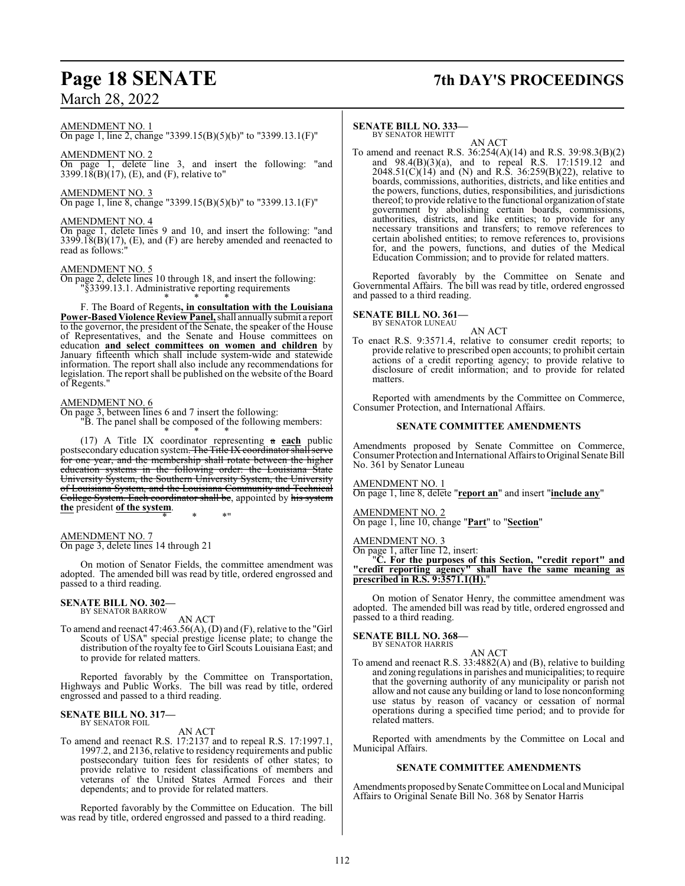AMENDMENT NO. 1

On page 1, line 2, change "3399.15(B)(5)(b)" to "3399.13.1(F)"

AMENDMENT NO. 2

On page 1, delete line 3, and insert the following: "and 3399.18(B)(17), (E), and (F), relative to"

AMENDMENT NO. 3

On page 1, line 8, change "3399.15(B)(5)(b)" to "3399.13.1(F)"

AMENDMENT NO. 4

On page 1, delete lines 9 and 10, and insert the following: "and 3399.18(B)(17), (E), and (F) are hereby amended and reenacted to read as follows:"

AMENDMENT NO. 5

On page 2, delete lines 10 through 18, and insert the following:

"§3399.13.1. Administrative reporting requirements

\* \* \*

F. The Board of Regents**, in consultation with the Louisiana Power-Based Violence Review Panel,** shall annually submit a report to the governor, the president of the Senate, the speaker of the House of Representatives, and the Senate and House committees on education **and select committees on women and children** by January fifteenth which shall include system-wide and statewide information. The report shall also include any recommendations for legislation. The report shall be published on the website of the Board of Regents."

AMENDMENT NO. 6

On page 3, between lines 6 and 7 insert the following:

"B. The panel shall be composed of the following members:

\* \* \*

(17) A Title IX coordinator representing ~~a~~ **each** public postsecondary education system~~. The Title IX coordinator shall serve for one year, and the membership shall rotate between the higher education systems in the following order: the Louisiana State University System, the Southern University System, the University of Louisiana System, and the Louisiana Community and Technical College System. Each coordinator shall be~~, appointed by ~~his system~~ **the** president **of the system**.

\* \* \*"

AMENDMENT NO. 7

On page 3, delete lines 14 through 21

On motion of Senator Fields, the committee amendment was adopted. The amended bill was read by title, ordered engrossed and passed to a third reading.

**SENATE BILL NO. 302—**
BY SENATOR BARROW

AN ACT

To amend and reenact 47:463.56(A), (D) and (F), relative to the "Girl Scouts of USA" special prestige license plate; to change the distribution of the royalty fee to Girl Scouts Louisiana East; and to provide for related matters.

Reported favorably by the Committee on Transportation, Highways and Public Works. The bill was read by title, ordered engrossed and passed to a third reading.

**SENATE BILL NO. 317—**
BY SENATOR FOIL

AN ACT

To amend and reenact R.S. 17:2137 and to repeal R.S. 17:1997.1, 1997.2, and 2136, relative to residency requirements and public postsecondary tuition fees for residents of other states; to provide relative to resident classifications of members and veterans of the United States Armed Forces and their dependents; and to provide for related matters.

Reported favorably by the Committee on Education. The bill was read by title, ordered engrossed and passed to a third reading.

**SENATE BILL NO. 333—**
BY SENATOR HEWITT

AN ACT

To amend and reenact R.S. 36:254(A)(14) and R.S. 39:98.3(B)(2) and 98.4(B)(3)(a), and to repeal R.S. 17:1519.12 and 2048.51(C)(14) and (N) and R.S. 36:259(B)(22), relative to boards, commissions, authorities, districts, and like entities and the powers, functions, duties, responsibilities, and jurisdictions thereof; to provide relative to the functional organization of state government by abolishing certain boards, commissions, authorities, districts, and like entities; to provide for any necessary transitions and transfers; to remove references to certain abolished entities; to remove references to, provisions for, and the powers, functions, and duties of the Medical Education Commission; and to provide for related matters.

Reported favorably by the Committee on Senate and Governmental Affairs. The bill was read by title, ordered engrossed and passed to a third reading.

**SENATE BILL NO. 361—**
BY SENATOR LUNEAU

AN ACT

To enact R.S. 9:3571.4, relative to consumer credit reports; to provide relative to prescribed open accounts; to prohibit certain actions of a credit reporting agency; to provide relative to disclosure of credit information; and to provide for related matters.

Reported with amendments by the Committee on Commerce, Consumer Protection, and International Affairs.

### SENATE COMMITTEE AMENDMENTS

Amendments proposed by Senate Committee on Commerce, Consumer Protection and International Affairs to Original Senate Bill No. 361 by Senator Luneau

AMENDMENT NO. 1

On page 1, line 8, delete "**report an**" and insert "**include any**"

AMENDMENT NO. 2

On page 1, line 10, change "**Part**" to "**Section**"

AMENDMENT NO. 3

On page 1, after line 12, insert:

"**C. For the purposes of this Section, "credit report" and "credit reporting agency" shall have the same meaning as prescribed in R.S. 9:3571.1(H).**"

On motion of Senator Henry, the committee amendment was adopted. The amended bill was read by title, ordered engrossed and passed to a third reading.

**SENATE BILL NO. 368—**
BY SENATOR HARRIS

AN ACT

To amend and reenact R.S. 33:4882(A) and (B), relative to building and zoning regulations in parishes and municipalities; to require that the governing authority of any municipality or parish not allow and not cause any building or land to lose nonconforming use status by reason of vacancy or cessation of normal operations during a specified time period; and to provide for related matters.

Reported with amendments by the Committee on Local and Municipal Affairs.

### SENATE COMMITTEE AMENDMENTS

Amendments proposed by Senate Committee on Local and Municipal Affairs to Original Senate Bill No. 368 by Senator Harris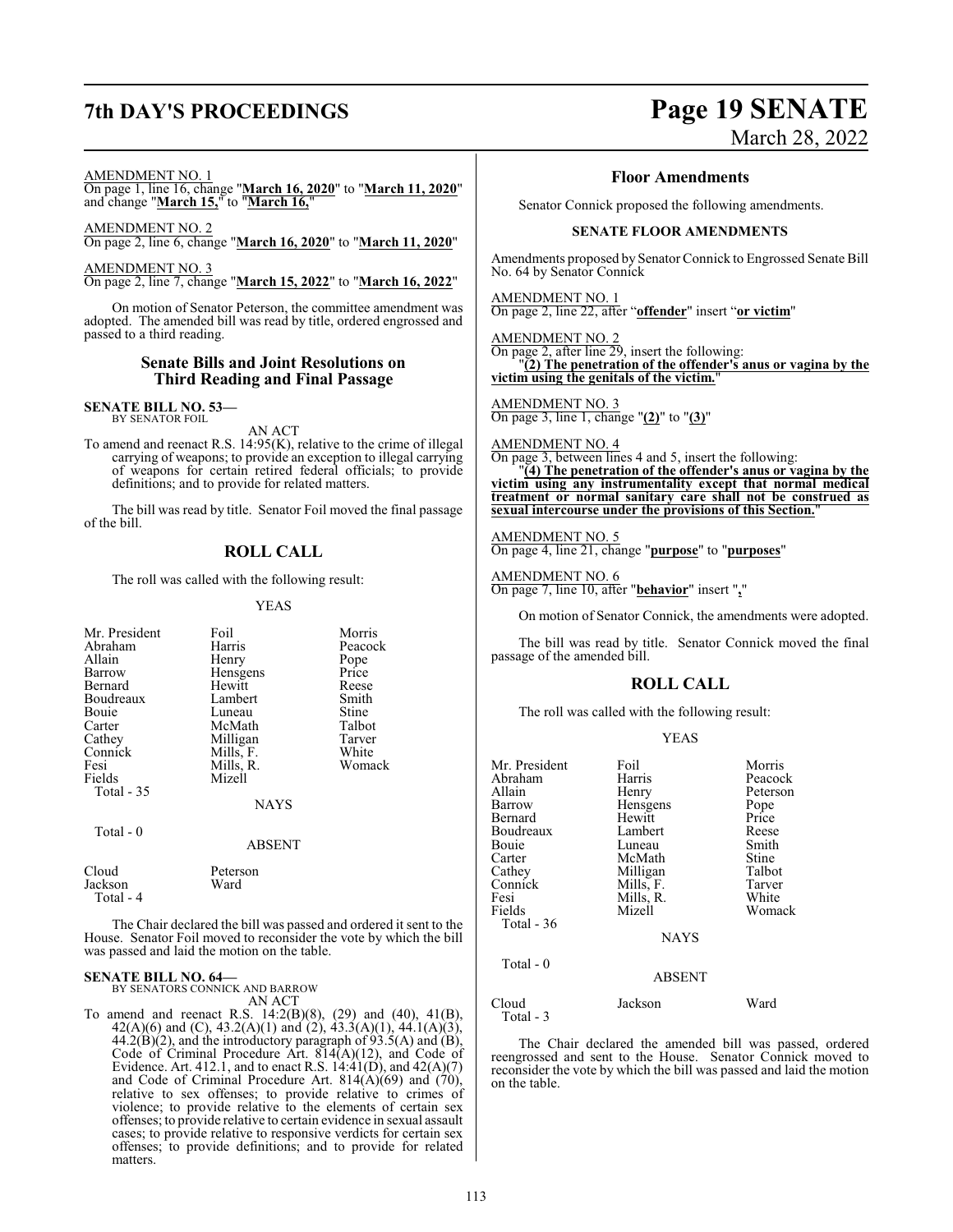AMENDMENT NO. 1
On page 1, line 16, change "**March 16, 2020**" to "**March 11, 2020**" and change "**March 15,**" to "**March 16,**"

AMENDMENT NO. 2
On page 2, line 6, change "**March 16, 2020**" to "**March 11, 2020**"

AMENDMENT NO. 3
On page 2, line 7, change "**March 15, 2022**" to "**March 16, 2022**"

On motion of Senator Peterson, the committee amendment was adopted. The amended bill was read by title, ordered engrossed and passed to a third reading.

## Senate Bills and Joint Resolutions on Third Reading and Final Passage

**SENATE BILL NO. 53—**
BY SENATOR FOIL

AN ACT

To amend and reenact R.S. 14:95(K), relative to the crime of illegal carrying of weapons; to provide an exception to illegal carrying of weapons for certain retired federal officials; to provide definitions; and to provide for related matters.

The bill was read by title. Senator Foil moved the final passage of the bill.

## ROLL CALL

The roll was called with the following result:

YEAS

| | | |
|---|---|---|
| Mr. President | Foil | Morris |
| Abraham | Harris | Peacock |
| Allain | Henry | Pope |
| Barrow | Hensgens | Price |
| Bernard | Hewitt | Reese |
| Boudreaux | Lambert | Smith |
| Bouie | Luneau | Stine |
| Carter | McMath | Talbot |
| Cathey | Milligan | Tarver |
| Connick | Mills, F. | White |
| Fesi | Mills, R. | Womack |
| Fields | Mizell | |
| Total - 35 | | |

NAYS

Total - 0

ABSENT

| | |
|---|---|
| Cloud | Peterson |
| Jackson | Ward |
| Total - 4 | |

The Chair declared the bill was passed and ordered it sent to the House. Senator Foil moved to reconsider the vote by which the bill was passed and laid the motion on the table.

**SENATE BILL NO. 64—**
BY SENATORS CONNICK AND BARROW

AN ACT

To amend and reenact R.S. 14:2(B)(8), (29) and (40), 41(B), 42(A)(6) and (C), 43.2(A)(1) and (2), 43.3(A)(1), 44.1(A)(3), 44.2(B)(2), and the introductory paragraph of 93.5(A) and (B), Code of Criminal Procedure Art. 814(A)(12), and Code of Evidence. Art. 412.1, and to enact R.S. 14:41(D), and 42(A)(7) and Code of Criminal Procedure Art. 814(A)(69) and (70), relative to sex offenses; to provide relative to crimes of violence; to provide relative to the elements of certain sex offenses; to provide relative to certain evidence in sexual assault cases; to provide relative to responsive verdicts for certain sex offenses; to provide definitions; and to provide for related matters.

## Floor Amendments

Senator Connick proposed the following amendments.

**SENATE FLOOR AMENDMENTS**

Amendments proposed by Senator Connick to Engrossed Senate Bill No. 64 by Senator Connick

AMENDMENT NO. 1
On page 2, line 22, after "**offender**" insert "**or victim**"

AMENDMENT NO. 2
On page 2, after line 29, insert the following:
"**(2) The penetration of the offender's anus or vagina by the victim using the genitals of the victim.**"

AMENDMENT NO. 3
On page 3, line 1, change "**(2)**" to "**(3)**"

AMENDMENT NO. 4
On page 3, between lines 4 and 5, insert the following:
"**(4) The penetration of the offender's anus or vagina by the victim using any instrumentality except that normal medical treatment or normal sanitary care shall not be construed as sexual intercourse under the provisions of this Section.**"

AMENDMENT NO. 5
On page 4, line 21, change "**purpose**" to "**purposes**"

AMENDMENT NO. 6
On page 7, line 10, after "**behavior**" insert "**,**"

On motion of Senator Connick, the amendments were adopted.

The bill was read by title. Senator Connick moved the final passage of the amended bill.

## ROLL CALL

The roll was called with the following result:

YEAS

| | | |
|---|---|---|
| Mr. President | Foil | Morris |
| Abraham | Harris | Peacock |
| Allain | Henry | Peterson |
| Barrow | Hensgens | Pope |
| Bernard | Hewitt | Price |
| Boudreaux | Lambert | Reese |
| Bouie | Luneau | Smith |
| Carter | McMath | Stine |
| Cathey | Milligan | Talbot |
| Connick | Mills, F. | Tarver |
| Fesi | Mills, R. | White |
| Fields | Mizell | Womack |
| Total - 36 | | |

NAYS

Total - 0

ABSENT

| | | |
|---|---|---|
| Cloud | Jackson | Ward |
| Total - 3 | | |

The Chair declared the amended bill was passed, ordered reengrossed and sent to the House. Senator Connick moved to reconsider the vote by which the bill was passed and laid the motion on the table.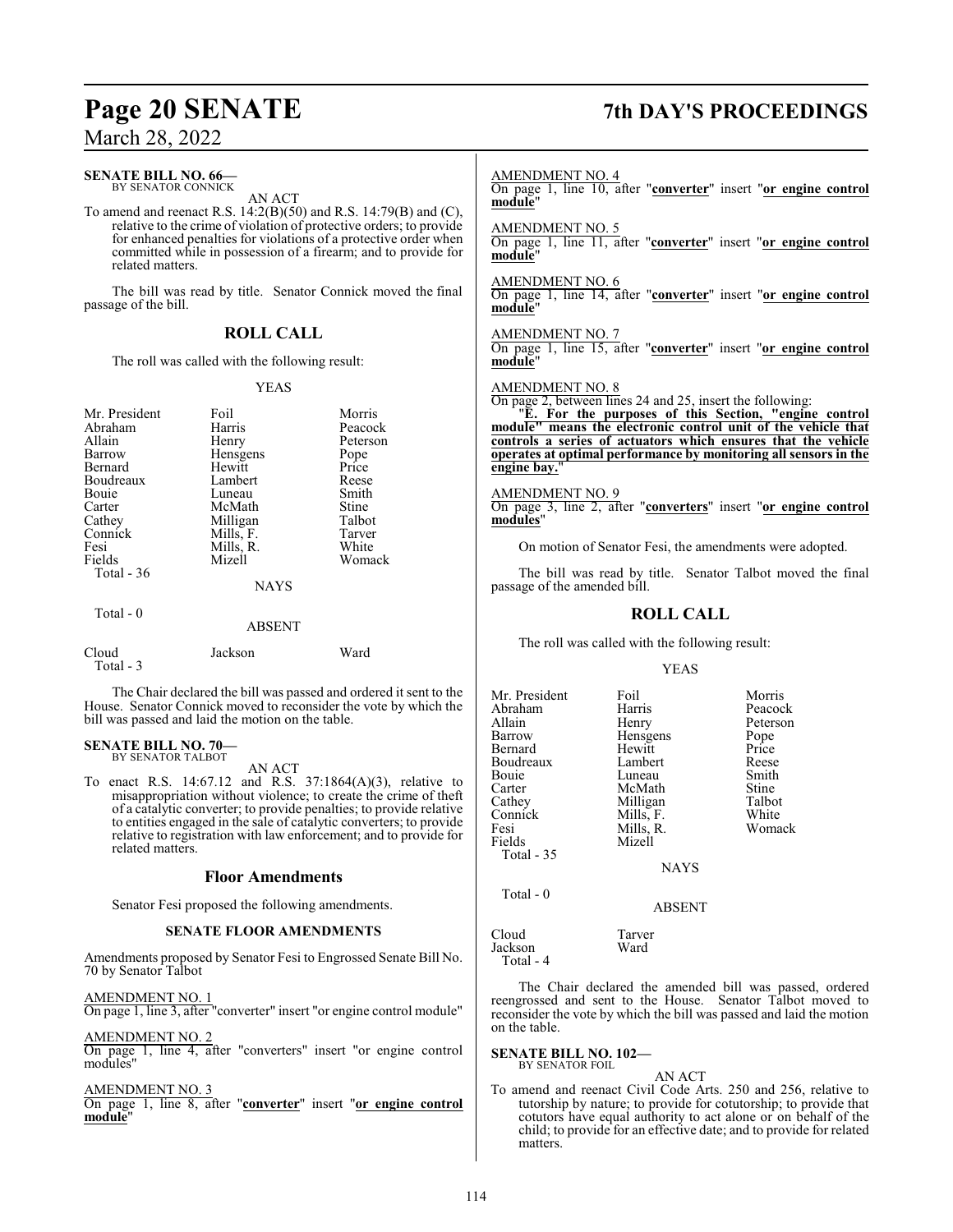**SENATE BILL NO. 66—**
BY SENATOR CONNICK

AN ACT

To amend and reenact R.S. 14:2(B)(50) and R.S. 14:79(B) and (C), relative to the crime of violation of protective orders; to provide for enhanced penalties for violations of a protective order when committed while in possession of a firearm; and to provide for related matters.

The bill was read by title. Senator Connick moved the final passage of the bill.

## ROLL CALL

The roll was called with the following result:

YEAS

| | | |
|---|---|---|
| Mr. President | Foil | Morris |
| Abraham | Harris | Peacock |
| Allain | Henry | Peterson |
| Barrow | Hensgens | Pope |
| Bernard | Hewitt | Price |
| Boudreaux | Lambert | Reese |
| Bouie | Luneau | Smith |
| Carter | McMath | Stine |
| Cathey | Milligan | Talbot |
| Connick | Mills, F. | Tarver |
| Fesi | Mills, R. | White |
| Fields | Mizell | Womack |

Total - 36

NAYS

Total - 0

ABSENT

| | | |
|---|---|---|
| Cloud | Jackson | Ward |

Total - 3

The Chair declared the bill was passed and ordered it sent to the House. Senator Connick moved to reconsider the vote by which the bill was passed and laid the motion on the table.

**SENATE BILL NO. 70—**
BY SENATOR TALBOT

AN ACT

To enact R.S. 14:67.12 and R.S. 37:1864(A)(3), relative to misappropriation without violence; to create the crime of theft of a catalytic converter; to provide penalties; to provide relative to entities engaged in the sale of catalytic converters; to provide relative to registration with law enforcement; and to provide for related matters.

## Floor Amendments

Senator Fesi proposed the following amendments.

### SENATE FLOOR AMENDMENTS

Amendments proposed by Senator Fesi to Engrossed Senate Bill No. 70 by Senator Talbot

AMENDMENT NO. 1
On page 1, line 3, after "converter" insert "or engine control module"

AMENDMENT NO. 2
On page 1, line 4, after "converters" insert "or engine control modules"

AMENDMENT NO. 3
On page 1, line 8, after "**converter**" insert "**or engine control module**"

AMENDMENT NO. 4
On page 1, line 10, after "**converter**" insert "**or engine control module**"

AMENDMENT NO. 5
On page 1, line 11, after "**converter**" insert "**or engine control module**"

AMENDMENT NO. 6
On page 1, line 14, after "**converter**" insert "**or engine control module**"

AMENDMENT NO. 7
On page 1, line 15, after "**converter**" insert "**or engine control module**"

AMENDMENT NO. 8
On page 2, between lines 24 and 25, insert the following:

"**E. For the purposes of this Section, "engine control module" means the electronic control unit of the vehicle that controls a series of actuators which ensures that the vehicle operates at optimal performance by monitoring all sensors in the engine bay.**"

AMENDMENT NO. 9
On page 3, line 2, after "**converters**" insert "**or engine control modules**"

On motion of Senator Fesi, the amendments were adopted.

The bill was read by title. Senator Talbot moved the final passage of the amended bill.

## ROLL CALL

The roll was called with the following result:

YEAS

| | | |
|---|---|---|
| Mr. President | Foil | Morris |
| Abraham | Harris | Peacock |
| Allain | Henry | Peterson |
| Barrow | Hensgens | Pope |
| Bernard | Hewitt | Price |
| Boudreaux | Lambert | Reese |
| Bouie | Luneau | Smith |
| Carter | McMath | Stine |
| Cathey | Milligan | Talbot |
| Connick | Mills, F. | White |
| Fesi | Mills, R. | Womack |
| Fields | Mizell | |

Total - 35

NAYS

Total - 0

ABSENT

| | |
|---|---|
| Cloud | Tarver |
| Jackson | Ward |

Total - 4

The Chair declared the amended bill was passed, ordered reengrossed and sent to the House. Senator Talbot moved to reconsider the vote by which the bill was passed and laid the motion on the table.

**SENATE BILL NO. 102—**
BY SENATOR FOIL

AN ACT

To amend and reenact Civil Code Arts. 250 and 256, relative to tutorship by nature; to provide for cotutorship; to provide that cotutors have equal authority to act alone or on behalf of the child; to provide for an effective date; and to provide for related matters.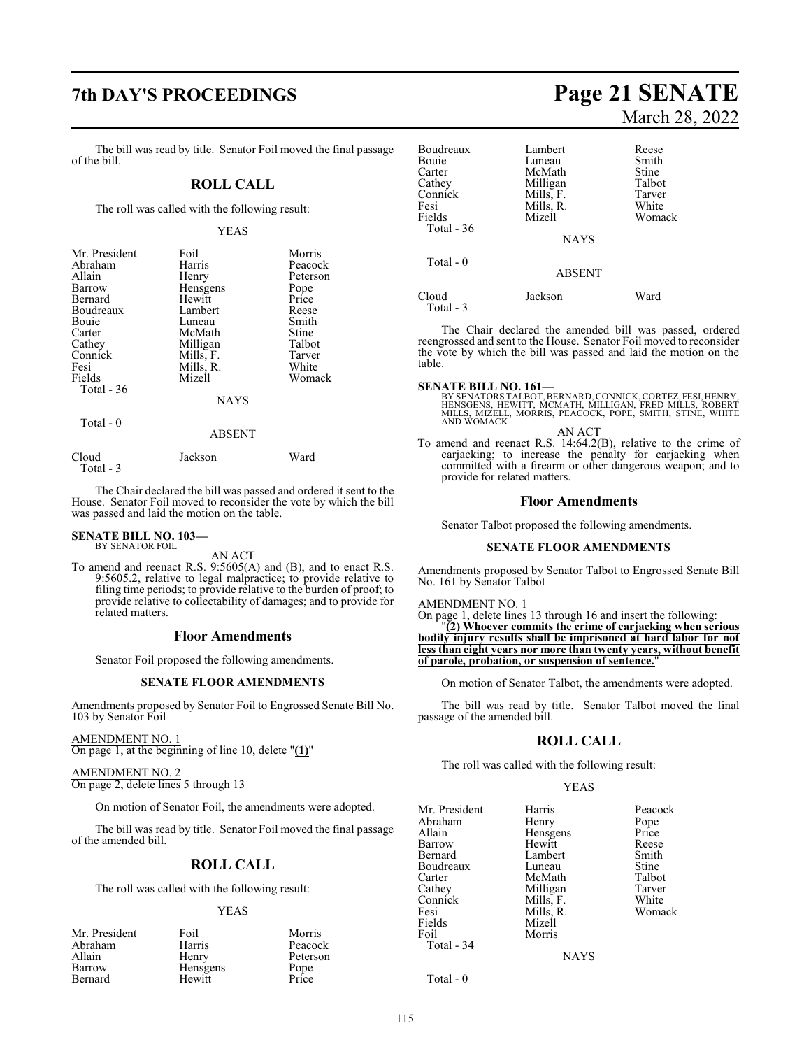The bill was read by title. Senator Foil moved the final passage of the bill.

## ROLL CALL

The roll was called with the following result:

YEAS

| | | |
|---|---|---|
| Mr. President | Foil | Morris |
| Abraham | Harris | Peacock |
| Allain | Henry | Peterson |
| Barrow | Hensgens | Pope |
| Bernard | Hewitt | Price |
| Boudreaux | Lambert | Reese |
| Bouie | Luneau | Smith |
| Carter | McMath | Stine |
| Cathey | Milligan | Talbot |
| Connick | Mills, F. | Tarver |
| Fesi | Mills, R. | White |
| Fields | Mizell | Womack |
| Total - 36 | | |

NAYS

Total - 0

ABSENT

| | | |
|---|---|---|
| Cloud | Jackson | Ward |
| Total - 3 | | |

The Chair declared the bill was passed and ordered it sent to the House. Senator Foil moved to reconsider the vote by which the bill was passed and laid the motion on the table.

**SENATE BILL NO. 103—**
BY SENATOR FOIL

AN ACT

To amend and reenact R.S. 9:5605(A) and (B), and to enact R.S. 9:5605.2, relative to legal malpractice; to provide relative to filing time periods; to provide relative to the burden of proof; to provide relative to collectability of damages; and to provide for related matters.

### Floor Amendments

Senator Foil proposed the following amendments.

**SENATE FLOOR AMENDMENTS**

Amendments proposed by Senator Foil to Engrossed Senate Bill No. 103 by Senator Foil

AMENDMENT NO. 1
On page 1, at the beginning of line 10, delete "**(1)**"

AMENDMENT NO. 2
On page 2, delete lines 5 through 13

On motion of Senator Foil, the amendments were adopted.

The bill was read by title. Senator Foil moved the final passage of the amended bill.

## ROLL CALL

The roll was called with the following result:

YEAS

| | | |
|---|---|---|
| Mr. President | Foil | Morris |
| Abraham | Harris | Peacock |
| Allain | Henry | Peterson |
| Barrow | Hensgens | Pope |
| Bernard | Hewitt | Price |
| Boudreaux | Lambert | Reese |
| Bouie | Luneau | Smith |
| Carter | McMath | Stine |
| Cathey | Milligan | Talbot |
| Connick | Mills, F. | Tarver |
| Fesi | Mills, R. | White |
| Fields | Mizell | Womack |
| Total - 36 | | |

NAYS

Total - 0

ABSENT

| | | |
|---|---|---|
| Cloud | Jackson | Ward |
| Total - 3 | | |

The Chair declared the amended bill was passed, ordered reengrossed and sent to the House. Senator Foil moved to reconsider the vote by which the bill was passed and laid the motion on the table.

**SENATE BILL NO. 161—**
BY SENATORS TALBOT, BERNARD, CONNICK, CORTEZ, FESI, HENRY, HENSGENS, HEWITT, MCMATH, MILLIGAN, FRED MILLS, ROBERT MILLS, MIZELL, MORRIS, PEACOCK, POPE, SMITH, STINE, WHITE AND WOMACK

AN ACT

To amend and reenact R.S. 14:64.2(B), relative to the crime of carjacking; to increase the penalty for carjacking when committed with a firearm or other dangerous weapon; and to provide for related matters.

### Floor Amendments

Senator Talbot proposed the following amendments.

**SENATE FLOOR AMENDMENTS**

Amendments proposed by Senator Talbot to Engrossed Senate Bill No. 161 by Senator Talbot

AMENDMENT NO. 1
On page 1, delete lines 13 through 16 and insert the following:
"**(2) Whoever commits the crime of carjacking when serious bodily injury results shall be imprisoned at hard labor for not less than eight years nor more than twenty years, without benefit of parole, probation, or suspension of sentence.**"

On motion of Senator Talbot, the amendments were adopted.

The bill was read by title. Senator Talbot moved the final passage of the amended bill.

## ROLL CALL

The roll was called with the following result:

YEAS

| | | |
|---|---|---|
| Mr. President | Harris | Peacock |
| Abraham | Henry | Pope |
| Allain | Hensgens | Price |
| Barrow | Hewitt | Reese |
| Bernard | Lambert | Smith |
| Boudreaux | Luneau | Stine |
| Carter | McMath | Talbot |
| Cathey | Milligan | Tarver |
| Connick | Mills, F. | White |
| Fesi | Mills, R. | Womack |
| Fields | Mizell | |
| Foil | Morris | |
| Total - 34 | | |

NAYS

Total - 0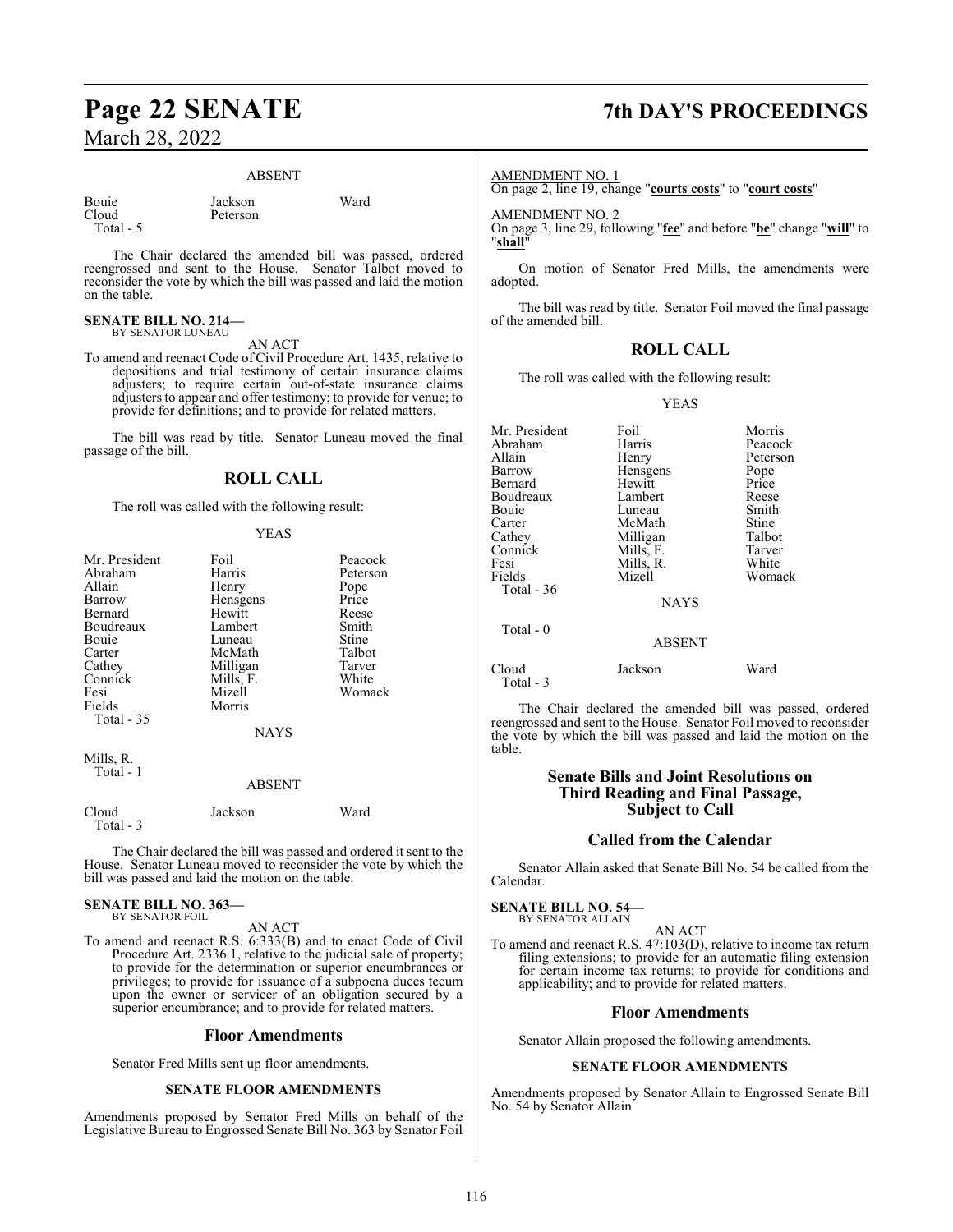ABSENT

| | | |
|---|---|---|
| Bouie | Jackson | Ward |
| Cloud | Peterson | |
| Total - 5 | | |

The Chair declared the amended bill was passed, ordered reengrossed and sent to the House. Senator Talbot moved to reconsider the vote by which the bill was passed and laid the motion on the table.

**SENATE BILL NO. 214—**
BY SENATOR LUNEAU

AN ACT

To amend and reenact Code of Civil Procedure Art. 1435, relative to depositions and trial testimony of certain insurance claims adjusters; to require certain out-of-state insurance claims adjusters to appear and offer testimony; to provide for venue; to provide for definitions; and to provide for related matters.

The bill was read by title. Senator Luneau moved the final passage of the bill.

## ROLL CALL

The roll was called with the following result:

YEAS

| | | |
|---|---|---|
| Mr. President | Foil | Peacock |
| Abraham | Harris | Peterson |
| Allain | Henry | Pope |
| Barrow | Hensgens | Price |
| Bernard | Hewitt | Reese |
| Boudreaux | Lambert | Smith |
| Bouie | Luneau | Stine |
| Carter | McMath | Talbot |
| Cathey | Milligan | Tarver |
| Connick | Mills, F. | White |
| Fesi | Mizell | Womack |
| Fields | Morris | |
| Total - 35 | | |

NAYS

Mills, R.
Total - 1

ABSENT

| | | |
|---|---|---|
| Cloud | Jackson | Ward |
| Total - 3 | | |

The Chair declared the bill was passed and ordered it sent to the House. Senator Luneau moved to reconsider the vote by which the bill was passed and laid the motion on the table.

**SENATE BILL NO. 363—**
BY SENATOR FOIL

AN ACT

To amend and reenact R.S. 6:333(B) and to enact Code of Civil Procedure Art. 2336.1, relative to the judicial sale of property; to provide for the determination or superior encumbrances or privileges; to provide for issuance of a subpoena duces tecum upon the owner or servicer of an obligation secured by a superior encumbrance; and to provide for related matters.

### Floor Amendments

Senator Fred Mills sent up floor amendments.

**SENATE FLOOR AMENDMENTS**

Amendments proposed by Senator Fred Mills on behalf of the Legislative Bureau to Engrossed Senate Bill No. 363 by Senator Foil

AMENDMENT NO. 1
On page 2, line 19, change "**courts costs**" to "**court costs**"

AMENDMENT NO. 2
On page 3, line 29, following "**fee**" and before "**be**" change "**will**" to "**shall**"

On motion of Senator Fred Mills, the amendments were adopted.

The bill was read by title. Senator Foil moved the final passage of the amended bill.

## ROLL CALL

The roll was called with the following result:

YEAS

| | | |
|---|---|---|
| Mr. President | Foil | Morris |
| Abraham | Harris | Peacock |
| Allain | Henry | Peterson |
| Barrow | Hensgens | Pope |
| Bernard | Hewitt | Price |
| Boudreaux | Lambert | Reese |
| Bouie | Luneau | Smith |
| Carter | McMath | Stine |
| Cathey | Milligan | Talbot |
| Connick | Mills, F. | Tarver |
| Fesi | Mills, R. | White |
| Fields | Mizell | Womack |
| Total - 36 | | |

NAYS

Total - 0

ABSENT

| | | |
|---|---|---|
| Cloud | Jackson | Ward |
| Total - 3 | | |

The Chair declared the amended bill was passed, ordered reengrossed and sent to the House. Senator Foil moved to reconsider the vote by which the bill was passed and laid the motion on the table.

## Senate Bills and Joint Resolutions on Third Reading and Final Passage, Subject to Call

### Called from the Calendar

Senator Allain asked that Senate Bill No. 54 be called from the Calendar.

**SENATE BILL NO. 54—**
BY SENATOR ALLAIN

AN ACT

To amend and reenact R.S. 47:103(D), relative to income tax return filing extensions; to provide for an automatic filing extension for certain income tax returns; to provide for conditions and applicability; and to provide for related matters.

### Floor Amendments

Senator Allain proposed the following amendments.

**SENATE FLOOR AMENDMENTS**

Amendments proposed by Senator Allain to Engrossed Senate Bill No. 54 by Senator Allain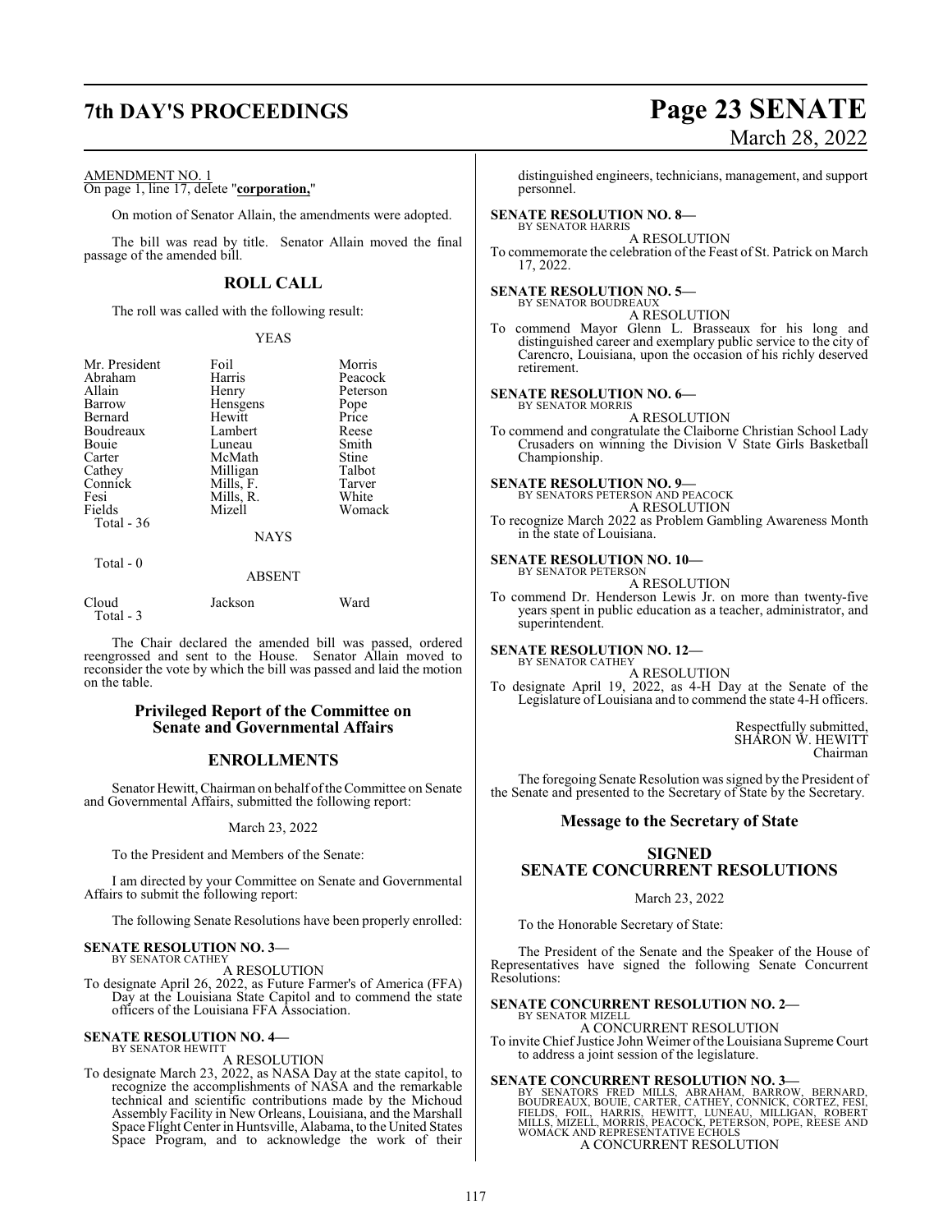AMENDMENT NO. 1

On page 1, line 17, delete "**corporation,**"

On motion of Senator Allain, the amendments were adopted.

The bill was read by title. Senator Allain moved the final passage of the amended bill.

## ROLL CALL

The roll was called with the following result:

YEAS

| | | |
|---|---|---|
| Mr. President | Foil | Morris |
| Abraham | Harris | Peacock |
| Allain | Henry | Peterson |
| Barrow | Hensgens | Pope |
| Bernard | Hewitt | Price |
| Boudreaux | Lambert | Reese |
| Bouie | Luneau | Smith |
| Carter | McMath | Stine |
| Cathey | Milligan | Talbot |
| Connick | Mills, F. | Tarver |
| Fesi | Mills, R. | White |
| Fields | Mizell | Womack |

Total - 36

NAYS

Total - 0

ABSENT

| | | |
|---|---|---|
| Cloud | Jackson | Ward |

Total - 3

The Chair declared the amended bill was passed, ordered reengrossed and sent to the House. Senator Allain moved to reconsider the vote by which the bill was passed and laid the motion on the table.

## Privileged Report of the Committee on Senate and Governmental Affairs

## ENROLLMENTS

Senator Hewitt, Chairman on behalf of the Committee on Senate and Governmental Affairs, submitted the following report:

March 23, 2022

To the President and Members of the Senate:

I am directed by your Committee on Senate and Governmental Affairs to submit the following report:

The following Senate Resolutions have been properly enrolled:

**SENATE RESOLUTION NO. 3—**
BY SENATOR CATHEY

A RESOLUTION

To designate April 26, 2022, as Future Farmer's of America (FFA) Day at the Louisiana State Capitol and to commend the state officers of the Louisiana FFA Association.

**SENATE RESOLUTION NO. 4—**
BY SENATOR HEWITT

A RESOLUTION

To designate March 23, 2022, as NASA Day at the state capitol, to recognize the accomplishments of NASA and the remarkable technical and scientific contributions made by the Michoud Assembly Facility in New Orleans, Louisiana, and the Marshall Space Flight Center in Huntsville, Alabama, to the United States Space Program, and to acknowledge the work of their distinguished engineers, technicians, management, and support personnel.

**SENATE RESOLUTION NO. 8—**
BY SENATOR HARRIS

A RESOLUTION

To commemorate the celebration of the Feast of St. Patrick on March 17, 2022.

**SENATE RESOLUTION NO. 5—**
BY SENATOR BOUDREAUX

A RESOLUTION

To commend Mayor Glenn L. Brasseaux for his long and distinguished career and exemplary public service to the city of Carencro, Louisiana, upon the occasion of his richly deserved retirement.

**SENATE RESOLUTION NO. 6—**
BY SENATOR MORRIS

A RESOLUTION

To commend and congratulate the Claiborne Christian School Lady Crusaders on winning the Division V State Girls Basketball Championship.

**SENATE RESOLUTION NO. 9—**
BY SENATORS PETERSON AND PEACOCK

A RESOLUTION

To recognize March 2022 as Problem Gambling Awareness Month in the state of Louisiana.

**SENATE RESOLUTION NO. 10—**
BY SENATOR PETERSON

A RESOLUTION

To commend Dr. Henderson Lewis Jr. on more than twenty-five years spent in public education as a teacher, administrator, and superintendent.

**SENATE RESOLUTION NO. 12—**
BY SENATOR CATHEY

A RESOLUTION

To designate April 19, 2022, as 4-H Day at the Senate of the Legislature of Louisiana and to commend the state 4-H officers.

Respectfully submitted,
SHARON W. HEWITT
Chairman

The foregoing Senate Resolution was signed by the President of the Senate and presented to the Secretary of State by the Secretary.

## Message to the Secretary of State

## SIGNED SENATE CONCURRENT RESOLUTIONS

March 23, 2022

To the Honorable Secretary of State:

The President of the Senate and the Speaker of the House of Representatives have signed the following Senate Concurrent Resolutions:

**SENATE CONCURRENT RESOLUTION NO. 2—**
BY SENATOR MIZELL

A CONCURRENT RESOLUTION

To invite Chief Justice John Weimer of the Louisiana Supreme Court to address a joint session of the legislature.

**SENATE CONCURRENT RESOLUTION NO. 3—**
BY SENATORS FRED MILLS, ABRAHAM, BARROW, BERNARD, BOUDREAUX, BOUIE, CARTER, CATHEY, CONNICK, CORTEZ, FESI, FIELDS, FOIL, HARRIS, HEWITT, LUNEAU, MILLIGAN, ROBERT MILLS, MIZELL, MORRIS, PEACOCK, PETERSON, POPE, REESE AND WOMACK AND REPRESENTATIVE ECHOLS

A CONCURRENT RESOLUTION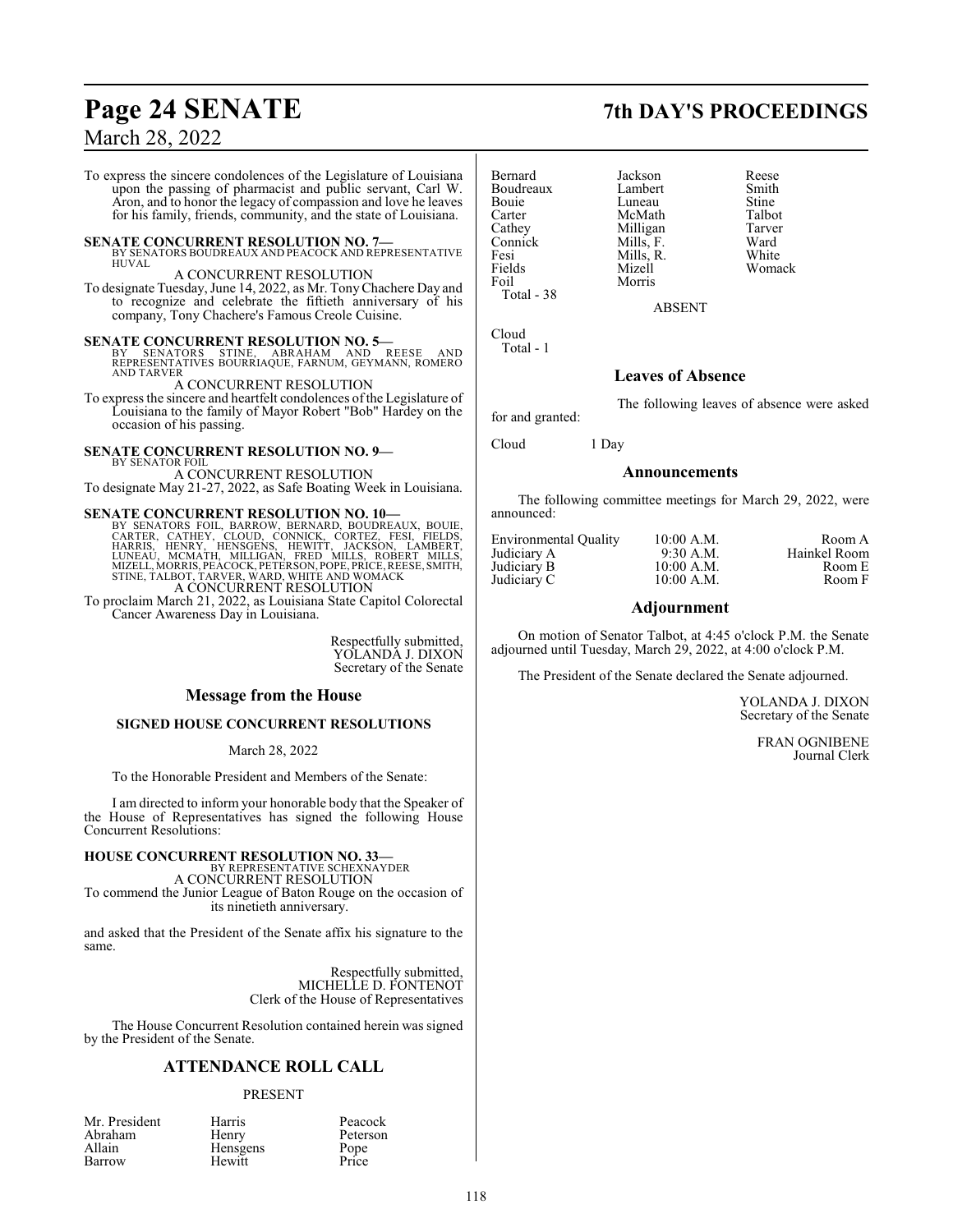To express the sincere condolences of the Legislature of Louisiana upon the passing of pharmacist and public servant, Carl W. Aron, and to honor the legacy of compassion and love he leaves for his family, friends, community, and the state of Louisiana.

**SENATE CONCURRENT RESOLUTION NO. 7—**
BY SENATORS BOUDREAUX AND PEACOCK AND REPRESENTATIVE HUVAL

A CONCURRENT RESOLUTION

To designate Tuesday, June 14, 2022, as Mr. Tony Chachere Day and to recognize and celebrate the fiftieth anniversary of his company, Tony Chachere's Famous Creole Cuisine.

**SENATE CONCURRENT RESOLUTION NO. 5—**
BY SENATORS STINE, ABRAHAM AND REESE AND REPRESENTATIVES BOURRIAQUE, FARNUM, GEYMANN, ROMERO AND TARVER

A CONCURRENT RESOLUTION

To express the sincere and heartfelt condolences of the Legislature of Louisiana to the family of Mayor Robert "Bob" Hardey on the occasion of his passing.

**SENATE CONCURRENT RESOLUTION NO. 9—**
BY SENATOR FOIL

A CONCURRENT RESOLUTION

To designate May 21-27, 2022, as Safe Boating Week in Louisiana.

**SENATE CONCURRENT RESOLUTION NO. 10—**
BY SENATORS FOIL, BARROW, BERNARD, BOUDREAUX, BOUIE, CARTER, CATHEY, CLOUD, CONNICK, CORTEZ, FESI, FIELDS, HARRIS, HENRY, HENSGENS, HEWITT, JACKSON, LAMBERT, LUNEAU, MCMATH, MILLIGAN, FRED MILLS, ROBERT MILLS, MIZELL, MORRIS, PEACOCK, PETERSON, POPE, PRICE, REESE, SMITH, STINE, TALBOT, TARVER, WARD, WHITE AND WOMACK

A CONCURRENT RESOLUTION

To proclaim March 21, 2022, as Louisiana State Capitol Colorectal Cancer Awareness Day in Louisiana.

Respectfully submitted,
YOLANDA J. DIXON
Secretary of the Senate

## Message from the House

### SIGNED HOUSE CONCURRENT RESOLUTIONS

March 28, 2022

To the Honorable President and Members of the Senate:

I am directed to inform your honorable body that the Speaker of the House of Representatives has signed the following House Concurrent Resolutions:

**HOUSE CONCURRENT RESOLUTION NO. 33—**
BY REPRESENTATIVE SCHEXNAYDER

A CONCURRENT RESOLUTION

To commend the Junior League of Baton Rouge on the occasion of its ninetieth anniversary.

and asked that the President of the Senate affix his signature to the same.

Respectfully submitted,
MICHELLE D. FONTENOT
Clerk of the House of Representatives

The House Concurrent Resolution contained herein was signed by the President of the Senate.

## ATTENDANCE ROLL CALL

PRESENT

| | | |
|---|---|---|
| Mr. President | Harris | Peacock |
| Abraham | Henry | Peterson |
| Allain | Hensgens | Pope |
| Barrow | Hewitt | Price |
| Bernard | Jackson | Reese |
| Boudreaux | Lambert | Smith |
| Bouie | Luneau | Stine |
| Carter | McMath | Talbot |
| Cathey | Milligan | Tarver |
| Connick | Mills, F. | Ward |
| Fesi | Mills, R. | White |
| Fields | Mizell | Womack |
| Foil | Morris | |

Total - 38

ABSENT

Cloud

Total - 1

## Leaves of Absence

The following leaves of absence were asked for and granted:

Cloud 1 Day

## Announcements

The following committee meetings for March 29, 2022, were announced:

| | | |
|---|---|---|
| Environmental Quality | 10:00 A.M. | Room A |
| Judiciary A | 9:30 A.M. | Hainkel Room |
| Judiciary B | 10:00 A.M. | Room E |
| Judiciary C | 10:00 A.M. | Room F |

## Adjournment

On motion of Senator Talbot, at 4:45 o'clock P.M. the Senate adjourned until Tuesday, March 29, 2022, at 4:00 o'clock P.M.

The President of the Senate declared the Senate adjourned.

YOLANDA J. DIXON
Secretary of the Senate

FRAN OGNIBENE
Journal Clerk